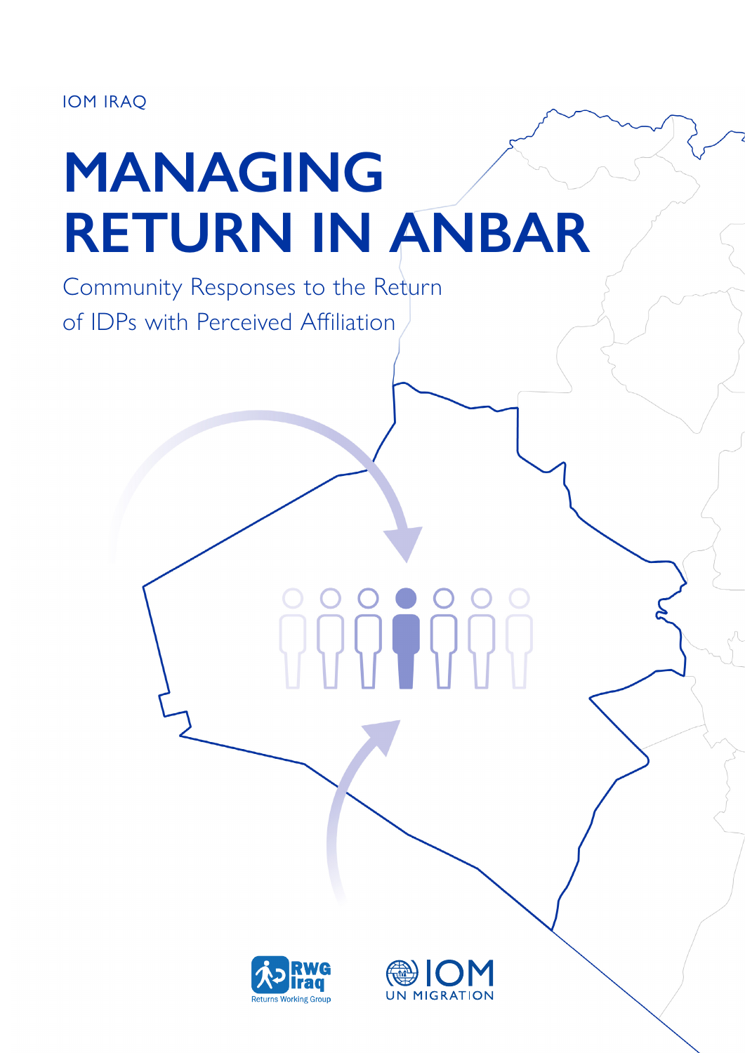IOM IRAQ

# MANAGING RETURN IN ANBAR

## Community Responses to the Return of IDPs with Perceived Affiliation

RWG Iraq
Returns Working Group

IOM
UN MIGRATION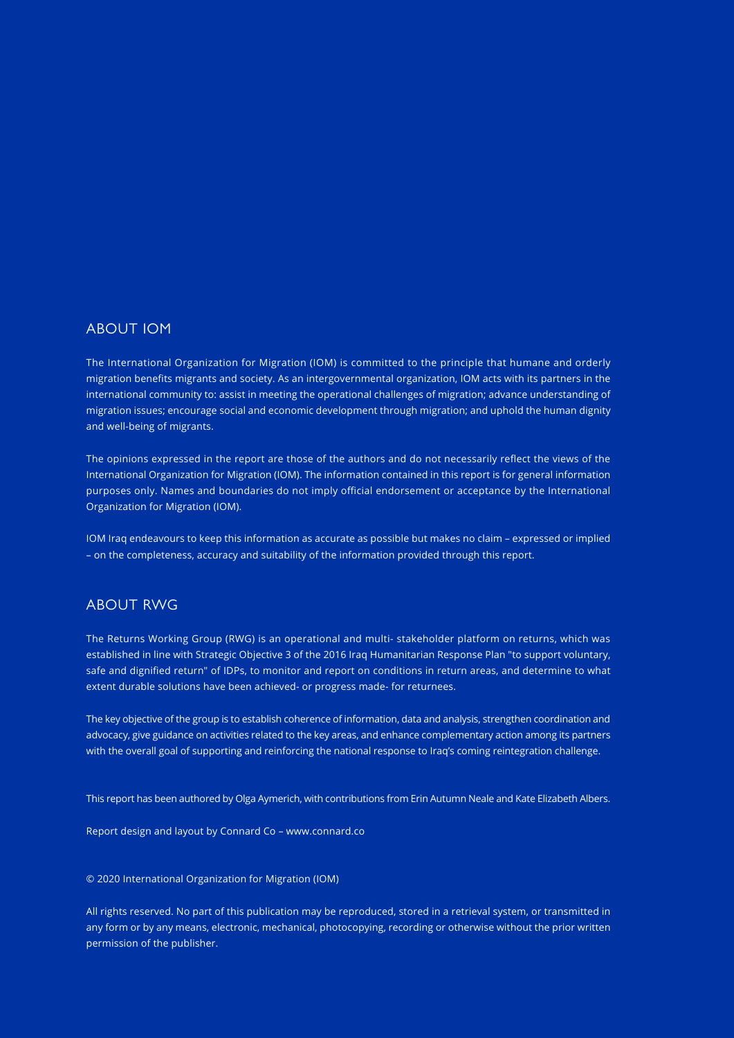## ABOUT IOM

The International Organization for Migration (IOM) is committed to the principle that humane and orderly migration benefits migrants and society. As an intergovernmental organization, IOM acts with its partners in the international community to: assist in meeting the operational challenges of migration; advance understanding of migration issues; encourage social and economic development through migration; and uphold the human dignity and well-being of migrants.

The opinions expressed in the report are those of the authors and do not necessarily reflect the views of the International Organization for Migration (IOM). The information contained in this report is for general information purposes only. Names and boundaries do not imply official endorsement or acceptance by the International Organization for Migration (IOM).

IOM Iraq endeavours to keep this information as accurate as possible but makes no claim – expressed or implied – on the completeness, accuracy and suitability of the information provided through this report.

## ABOUT RWG

The Returns Working Group (RWG) is an operational and multi- stakeholder platform on returns, which was established in line with Strategic Objective 3 of the 2016 Iraq Humanitarian Response Plan "to support voluntary, safe and dignified return" of IDPs, to monitor and report on conditions in return areas, and determine to what extent durable solutions have been achieved- or progress made- for returnees.

The key objective of the group is to establish coherence of information, data and analysis, strengthen coordination and advocacy, give guidance on activities related to the key areas, and enhance complementary action among its partners with the overall goal of supporting and reinforcing the national response to Iraq's coming reintegration challenge.

This report has been authored by Olga Aymerich, with contributions from Erin Autumn Neale and Kate Elizabeth Albers.

Report design and layout by Connard Co – www.connard.co

© 2020 International Organization for Migration (IOM)

All rights reserved. No part of this publication may be reproduced, stored in a retrieval system, or transmitted in any form or by any means, electronic, mechanical, photocopying, recording or otherwise without the prior written permission of the publisher.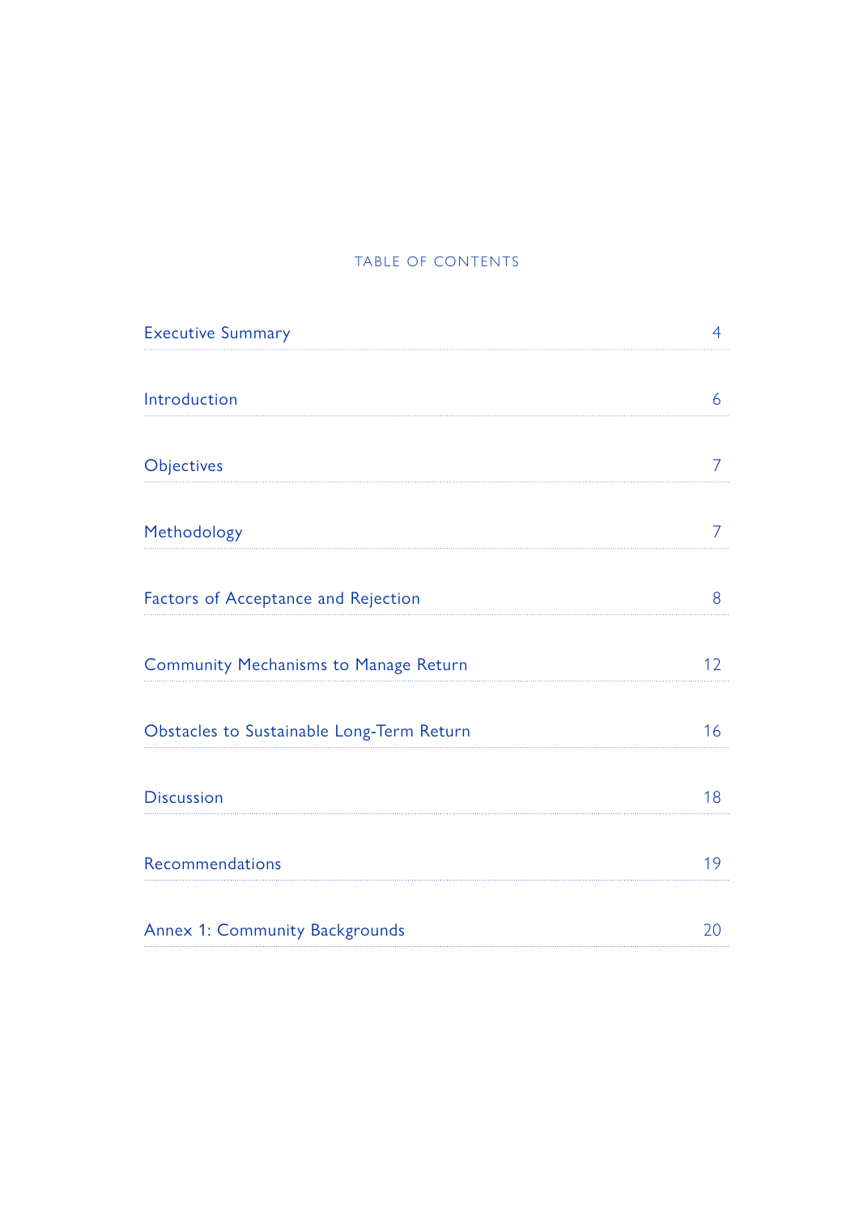## TABLE OF CONTENTS

| | |
|---|---|
| Executive Summary | 4 |
| Introduction | 6 |
| Objectives | 7 |
| Methodology | 7 |
| Factors of Acceptance and Rejection | 8 |
| Community Mechanisms to Manage Return | 12 |
| Obstacles to Sustainable Long-Term Return | 16 |
| Discussion | 18 |
| Recommendations | 19 |
| Annex 1: Community Backgrounds | 20 |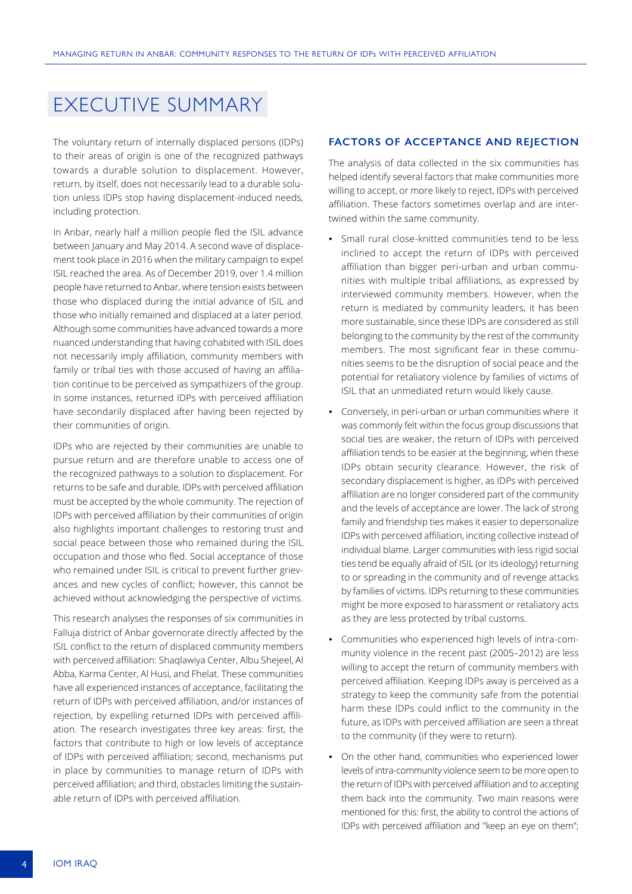# EXECUTIVE SUMMARY

The voluntary return of internally displaced persons (IDPs) to their areas of origin is one of the recognized pathways towards a durable solution to displacement. However, return, by itself, does not necessarily lead to a durable solution unless IDPs stop having displacement-induced needs, including protection.

In Anbar, nearly half a million people fled the ISIL advance between January and May 2014. A second wave of displacement took place in 2016 when the military campaign to expel ISIL reached the area. As of December 2019, over 1.4 million people have returned to Anbar, where tension exists between those who displaced during the initial advance of ISIL and those who initially remained and displaced at a later period. Although some communities have advanced towards a more nuanced understanding that having cohabited with ISIL does not necessarily imply affiliation, community members with family or tribal ties with those accused of having an affiliation continue to be perceived as sympathizers of the group. In some instances, returned IDPs with perceived affiliation have secondarily displaced after having been rejected by their communities of origin.

IDPs who are rejected by their communities are unable to pursue return and are therefore unable to access one of the recognized pathways to a solution to displacement. For returns to be safe and durable, IDPs with perceived affiliation must be accepted by the whole community. The rejection of IDPs with perceived affiliation by their communities of origin also highlights important challenges to restoring trust and social peace between those who remained during the ISIL occupation and those who fled. Social acceptance of those who remained under ISIL is critical to prevent further grievances and new cycles of conflict; however, this cannot be achieved without acknowledging the perspective of victims.

This research analyses the responses of six communities in Falluja district of Anbar governorate directly affected by the ISIL conflict to the return of displaced community members with perceived affiliation: Shaqlawiya Center, Albu Shejeel, Al Abba, Karma Center, Al Husi, and Fhelat. These communities have all experienced instances of acceptance, facilitating the return of IDPs with perceived affiliation, and/or instances of rejection, by expelling returned IDPs with perceived affiliation. The research investigates three key areas: first, the factors that contribute to high or low levels of acceptance of IDPs with perceived affiliation; second, mechanisms put in place by communities to manage return of IDPs with perceived affiliation; and third, obstacles limiting the sustainable return of IDPs with perceived affiliation.

### FACTORS OF ACCEPTANCE AND REJECTION

The analysis of data collected in the six communities has helped identify several factors that make communities more willing to accept, or more likely to reject, IDPs with perceived affiliation. These factors sometimes overlap and are intertwined within the same community.

- Small rural close-knitted communities tend to be less inclined to accept the return of IDPs with perceived affiliation than bigger peri-urban and urban communities with multiple tribal affiliations, as expressed by interviewed community members. However, when the return is mediated by community leaders, it has been more sustainable, since these IDPs are considered as still belonging to the community by the rest of the community members. The most significant fear in these communities seems to be the disruption of social peace and the potential for retaliatory violence by families of victims of ISIL that an unmediated return would likely cause.
- Conversely, in peri-urban or urban communities where it was commonly felt within the focus group discussions that social ties are weaker, the return of IDPs with perceived affiliation tends to be easier at the beginning, when these IDPs obtain security clearance. However, the risk of secondary displacement is higher, as IDPs with perceived affiliation are no longer considered part of the community and the levels of acceptance are lower. The lack of strong family and friendship ties makes it easier to depersonalize IDPs with perceived affiliation, inciting collective instead of individual blame. Larger communities with less rigid social ties tend be equally afraid of ISIL (or its ideology) returning to or spreading in the community and of revenge attacks by families of victims. IDPs returning to these communities might be more exposed to harassment or retaliatory acts as they are less protected by tribal customs.
- Communities who experienced high levels of intra-community violence in the recent past (2005–2012) are less willing to accept the return of community members with perceived affiliation. Keeping IDPs away is perceived as a strategy to keep the community safe from the potential harm these IDPs could inflict to the community in the future, as IDPs with perceived affiliation are seen a threat to the community (if they were to return).
- On the other hand, communities who experienced lower levels of intra-community violence seem to be more open to the return of IDPs with perceived affiliation and to accepting them back into the community. Two main reasons were mentioned for this: first, the ability to control the actions of IDPs with perceived affiliation and "keep an eye on them";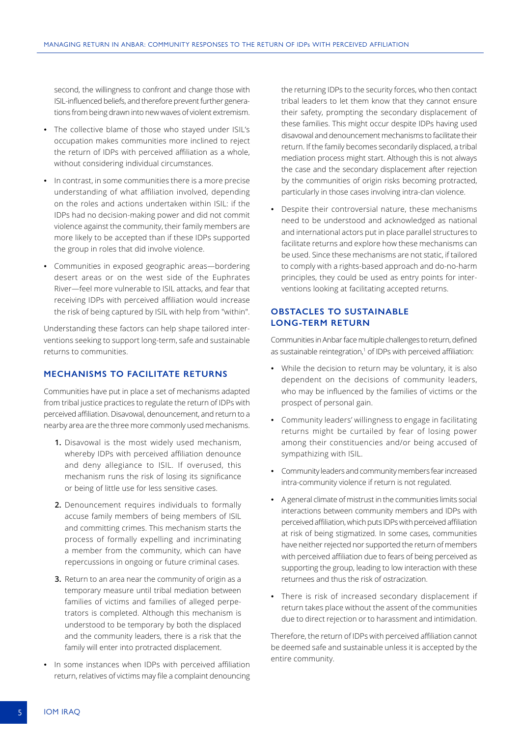second, the willingness to confront and change those with ISIL-influenced beliefs, and therefore prevent further generations from being drawn into new waves of violent extremism.

- The collective blame of those who stayed under ISIL's occupation makes communities more inclined to reject the return of IDPs with perceived affiliation as a whole, without considering individual circumstances.
- In contrast, in some communities there is a more precise understanding of what affiliation involved, depending on the roles and actions undertaken within ISIL: if the IDPs had no decision-making power and did not commit violence against the community, their family members are more likely to be accepted than if these IDPs supported the group in roles that did involve violence.
- Communities in exposed geographic areas—bordering desert areas or on the west side of the Euphrates River—feel more vulnerable to ISIL attacks, and fear that receiving IDPs with perceived affiliation would increase the risk of being captured by ISIL with help from "within".

Understanding these factors can help shape tailored interventions seeking to support long-term, safe and sustainable returns to communities.

## MECHANISMS TO FACILITATE RETURNS

Communities have put in place a set of mechanisms adapted from tribal justice practices to regulate the return of IDPs with perceived affiliation. Disavowal, denouncement, and return to a nearby area are the three more commonly used mechanisms.

1. Disavowal is the most widely used mechanism, whereby IDPs with perceived affiliation denounce and deny allegiance to ISIL. If overused, this mechanism runs the risk of losing its significance or being of little use for less sensitive cases.
2. Denouncement requires individuals to formally accuse family members of being members of ISIL and committing crimes. This mechanism starts the process of formally expelling and incriminating a member from the community, which can have repercussions in ongoing or future criminal cases.
3. Return to an area near the community of origin as a temporary measure until tribal mediation between families of victims and families of alleged perpetrators is completed. Although this mechanism is understood to be temporary by both the displaced and the community leaders, there is a risk that the family will enter into protracted displacement.

- In some instances when IDPs with perceived affiliation return, relatives of victims may file a complaint denouncing the returning IDPs to the security forces, who then contact tribal leaders to let them know that they cannot ensure their safety, prompting the secondary displacement of these families. This might occur despite IDPs having used disavowal and denouncement mechanisms to facilitate their return. If the family becomes secondarily displaced, a tribal mediation process might start. Although this is not always the case and the secondary displacement after rejection by the communities of origin risks becoming protracted, particularly in those cases involving intra-clan violence.
- Despite their controversial nature, these mechanisms need to be understood and acknowledged as national and international actors put in place parallel structures to facilitate returns and explore how these mechanisms can be used. Since these mechanisms are not static, if tailored to comply with a rights-based approach and do-no-harm principles, they could be used as entry points for interventions looking at facilitating accepted returns.

## OBSTACLES TO SUSTAINABLE LONG-TERM RETURN

Communities in Anbar face multiple challenges to return, defined as sustainable reintegration,[1] of IDPs with perceived affiliation:

- While the decision to return may be voluntary, it is also dependent on the decisions of community leaders, who may be influenced by the families of victims or the prospect of personal gain.
- Community leaders' willingness to engage in facilitating returns might be curtailed by fear of losing power among their constituencies and/or being accused of sympathizing with ISIL.
- Community leaders and community members fear increased intra-community violence if return is not regulated.
- A general climate of mistrust in the communities limits social interactions between community members and IDPs with perceived affiliation, which puts IDPs with perceived affiliation at risk of being stigmatized. In some cases, communities have neither rejected nor supported the return of members with perceived affiliation due to fears of being perceived as supporting the group, leading to low interaction with these returnees and thus the risk of ostracization.
- There is risk of increased secondary displacement if return takes place without the assent of the communities due to direct rejection or to harassment and intimidation.

Therefore, the return of IDPs with perceived affiliation cannot be deemed safe and sustainable unless it is accepted by the entire community.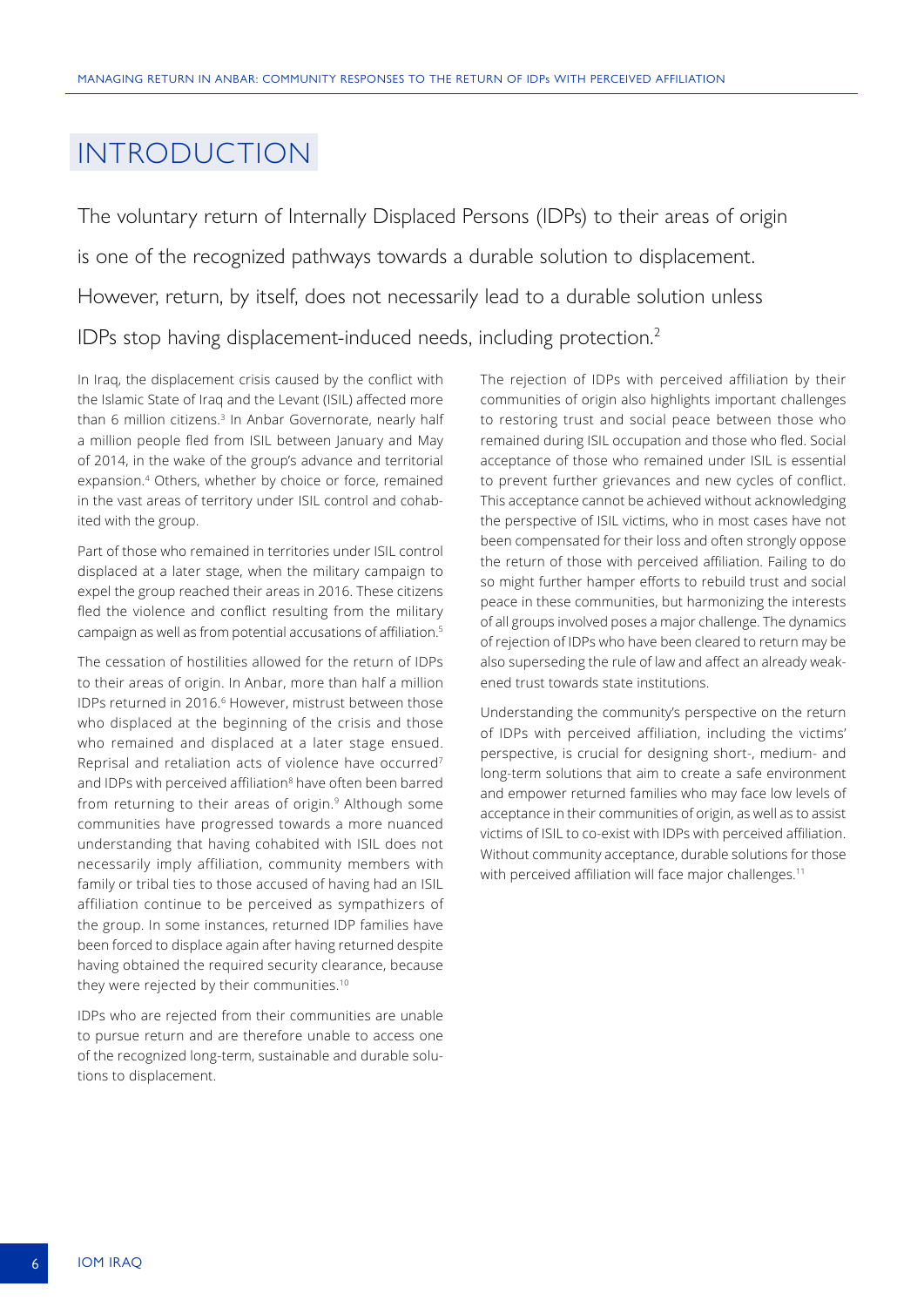# INTRODUCTION

The voluntary return of Internally Displaced Persons (IDPs) to their areas of origin is one of the recognized pathways towards a durable solution to displacement. However, return, by itself, does not necessarily lead to a durable solution unless IDPs stop having displacement-induced needs, including protection.[2]

In Iraq, the displacement crisis caused by the conflict with the Islamic State of Iraq and the Levant (ISIL) affected more than 6 million citizens.[3] In Anbar Governorate, nearly half a million people fled from ISIL between January and May of 2014, in the wake of the group's advance and territorial expansion.[4] Others, whether by choice or force, remained in the vast areas of territory under ISIL control and cohabited with the group.

Part of those who remained in territories under ISIL control displaced at a later stage, when the military campaign to expel the group reached their areas in 2016. These citizens fled the violence and conflict resulting from the military campaign as well as from potential accusations of affiliation.[5]

The cessation of hostilities allowed for the return of IDPs to their areas of origin. In Anbar, more than half a million IDPs returned in 2016.[6] However, mistrust between those who displaced at the beginning of the crisis and those who remained and displaced at a later stage ensued. Reprisal and retaliation acts of violence have occurred[7] and IDPs with perceived affiliation[8] have often been barred from returning to their areas of origin.[9] Although some communities have progressed towards a more nuanced understanding that having cohabited with ISIL does not necessarily imply affiliation, community members with family or tribal ties to those accused of having had an ISIL affiliation continue to be perceived as sympathizers of the group. In some instances, returned IDP families have been forced to displace again after having returned despite having obtained the required security clearance, because they were rejected by their communities.[10]

IDPs who are rejected from their communities are unable to pursue return and are therefore unable to access one of the recognized long-term, sustainable and durable solutions to displacement.

The rejection of IDPs with perceived affiliation by their communities of origin also highlights important challenges to restoring trust and social peace between those who remained during ISIL occupation and those who fled. Social acceptance of those who remained under ISIL is essential to prevent further grievances and new cycles of conflict. This acceptance cannot be achieved without acknowledging the perspective of ISIL victims, who in most cases have not been compensated for their loss and often strongly oppose the return of those with perceived affiliation. Failing to do so might further hamper efforts to rebuild trust and social peace in these communities, but harmonizing the interests of all groups involved poses a major challenge. The dynamics of rejection of IDPs who have been cleared to return may be also superseding the rule of law and affect an already weakened trust towards state institutions.

Understanding the community's perspective on the return of IDPs with perceived affiliation, including the victims' perspective, is crucial for designing short-, medium- and long-term solutions that aim to create a safe environment and empower returned families who may face low levels of acceptance in their communities of origin, as well as to assist victims of ISIL to co-exist with IDPs with perceived affiliation. Without community acceptance, durable solutions for those with perceived affiliation will face major challenges.[11]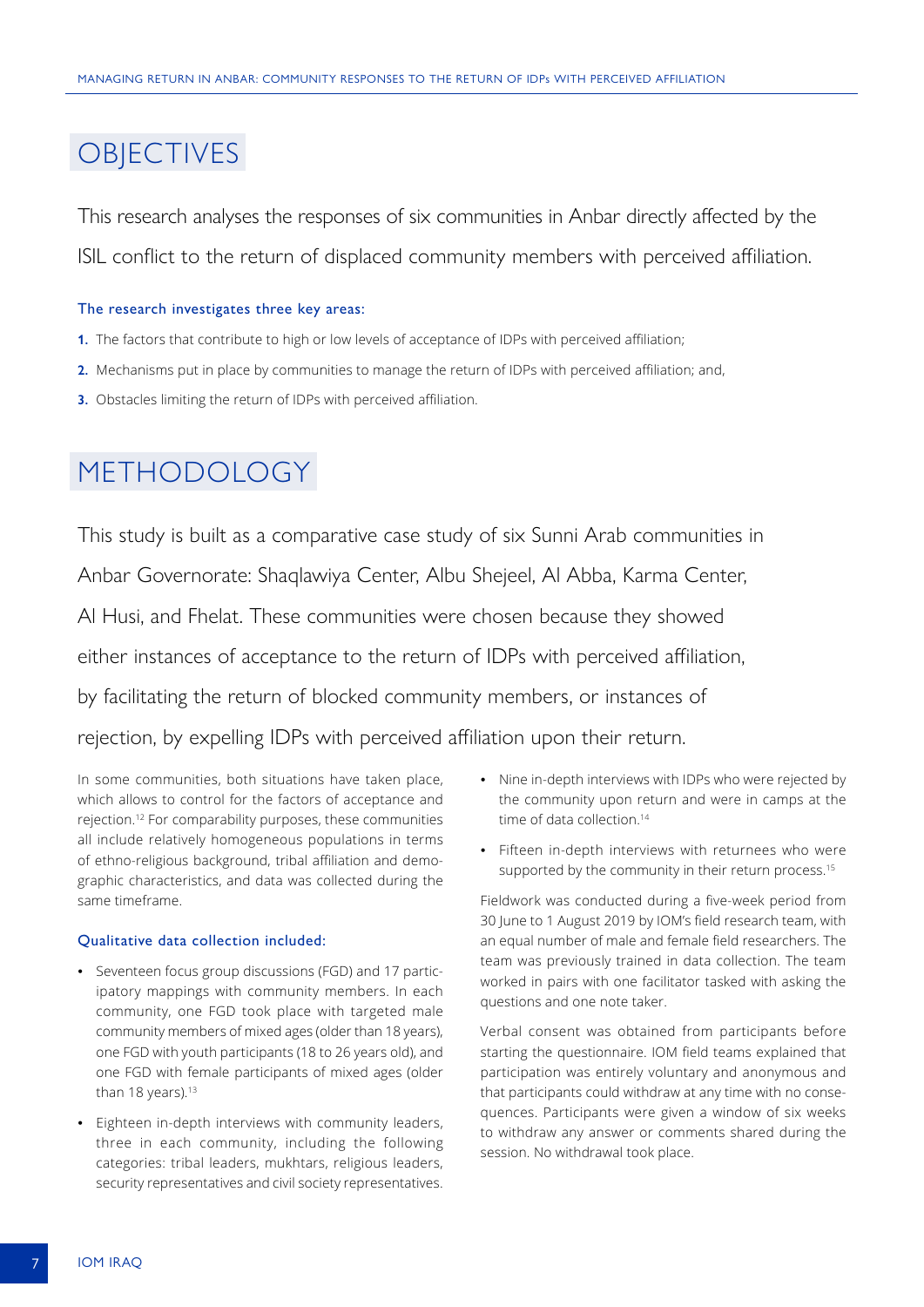# OBJECTIVES

This research analyses the responses of six communities in Anbar directly affected by the ISIL conflict to the return of displaced community members with perceived affiliation.

**The research investigates three key areas:**

1. The factors that contribute to high or low levels of acceptance of IDPs with perceived affiliation;
2. Mechanisms put in place by communities to manage the return of IDPs with perceived affiliation; and,
3. Obstacles limiting the return of IDPs with perceived affiliation.

# METHODOLOGY

This study is built as a comparative case study of six Sunni Arab communities in Anbar Governorate: Shaqlawiya Center, Albu Shejeel, Al Abba, Karma Center, Al Husi, and Fhelat. These communities were chosen because they showed either instances of acceptance to the return of IDPs with perceived affiliation, by facilitating the return of blocked community members, or instances of rejection, by expelling IDPs with perceived affiliation upon their return.

In some communities, both situations have taken place, which allows to control for the factors of acceptance and rejection.[12] For comparability purposes, these communities all include relatively homogeneous populations in terms of ethno-religious background, tribal affiliation and demographic characteristics, and data was collected during the same timeframe.

**Qualitative data collection included:**

- Seventeen focus group discussions (FGD) and 17 participatory mappings with community members. In each community, one FGD took place with targeted male community members of mixed ages (older than 18 years), one FGD with youth participants (18 to 26 years old), and one FGD with female participants of mixed ages (older than 18 years).[13]
- Eighteen in-depth interviews with community leaders, three in each community, including the following categories: tribal leaders, mukhtars, religious leaders, security representatives and civil society representatives.
- Nine in-depth interviews with IDPs who were rejected by the community upon return and were in camps at the time of data collection.[14]
- Fifteen in-depth interviews with returnees who were supported by the community in their return process.[15]

Fieldwork was conducted during a five-week period from 30 June to 1 August 2019 by IOM's field research team, with an equal number of male and female field researchers. The team was previously trained in data collection. The team worked in pairs with one facilitator tasked with asking the questions and one note taker.

Verbal consent was obtained from participants before starting the questionnaire. IOM field teams explained that participation was entirely voluntary and anonymous and that participants could withdraw at any time with no consequences. Participants were given a window of six weeks to withdraw any answer or comments shared during the session. No withdrawal took place.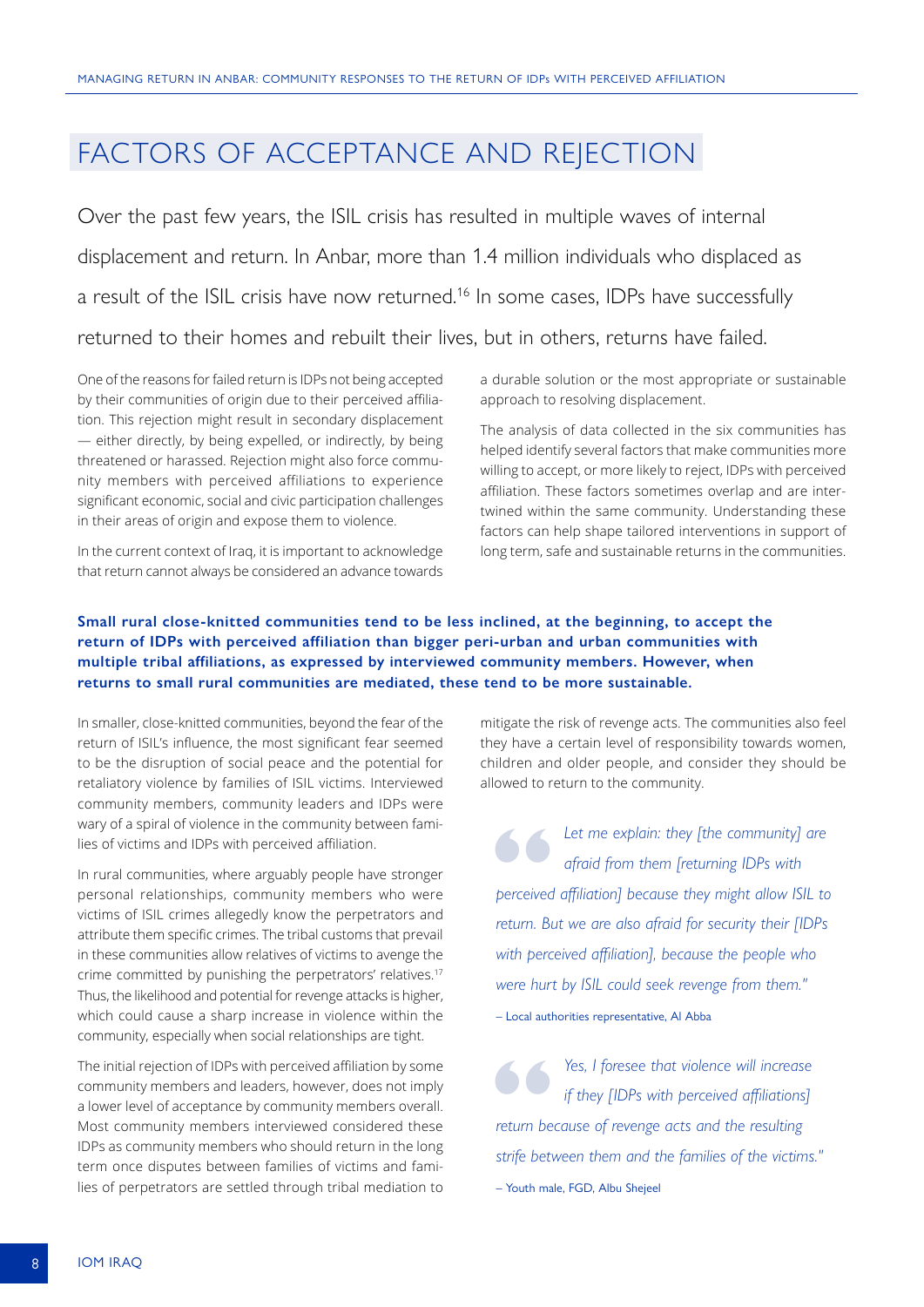# FACTORS OF ACCEPTANCE AND REJECTION

Over the past few years, the ISIL crisis has resulted in multiple waves of internal displacement and return. In Anbar, more than 1.4 million individuals who displaced as a result of the ISIL crisis have now returned.[16] In some cases, IDPs have successfully returned to their homes and rebuilt their lives, but in others, returns have failed.

One of the reasons for failed return is IDPs not being accepted by their communities of origin due to their perceived affiliation. This rejection might result in secondary displacement — either directly, by being expelled, or indirectly, by being threatened or harassed. Rejection might also force community members with perceived affiliations to experience significant economic, social and civic participation challenges in their areas of origin and expose them to violence.

In the current context of Iraq, it is important to acknowledge that return cannot always be considered an advance towards a durable solution or the most appropriate or sustainable approach to resolving displacement.

The analysis of data collected in the six communities has helped identify several factors that make communities more willing to accept, or more likely to reject, IDPs with perceived affiliation. These factors sometimes overlap and are intertwined within the same community. Understanding these factors can help shape tailored interventions in support of long term, safe and sustainable returns in the communities.

**Small rural close-knitted communities tend to be less inclined, at the beginning, to accept the return of IDPs with perceived affiliation than bigger peri-urban and urban communities with multiple tribal affiliations, as expressed by interviewed community members. However, when returns to small rural communities are mediated, these tend to be more sustainable.**

In smaller, close-knitted communities, beyond the fear of the return of ISIL's influence, the most significant fear seemed to be the disruption of social peace and the potential for retaliatory violence by families of ISIL victims. Interviewed community members, community leaders and IDPs were wary of a spiral of violence in the community between families of victims and IDPs with perceived affiliation.

In rural communities, where arguably people have stronger personal relationships, community members who were victims of ISIL crimes allegedly know the perpetrators and attribute them specific crimes. The tribal customs that prevail in these communities allow relatives of victims to avenge the crime committed by punishing the perpetrators' relatives.[17] Thus, the likelihood and potential for revenge attacks is higher, which could cause a sharp increase in violence within the community, especially when social relationships are tight.

The initial rejection of IDPs with perceived affiliation by some community members and leaders, however, does not imply a lower level of acceptance by community members overall. Most community members interviewed considered these IDPs as community members who should return in the long term once disputes between families of victims and families of perpetrators are settled through tribal mediation to mitigate the risk of revenge acts. The communities also feel they have a certain level of responsibility towards women, children and older people, and consider they should be allowed to return to the community.

> *Let me explain: they [the community] are afraid from them [returning IDPs with perceived affiliation] because they might allow ISIL to return. But we are also afraid for security their [IDPs with perceived affiliation], because the people who were hurt by ISIL could seek revenge from them."*
>
> – Local authorities representative, Al Abba

> *Yes, I foresee that violence will increase if they [IDPs with perceived affiliations] return because of revenge acts and the resulting strife between them and the families of the victims."*
>
> – Youth male, FGD, Albu Shejeel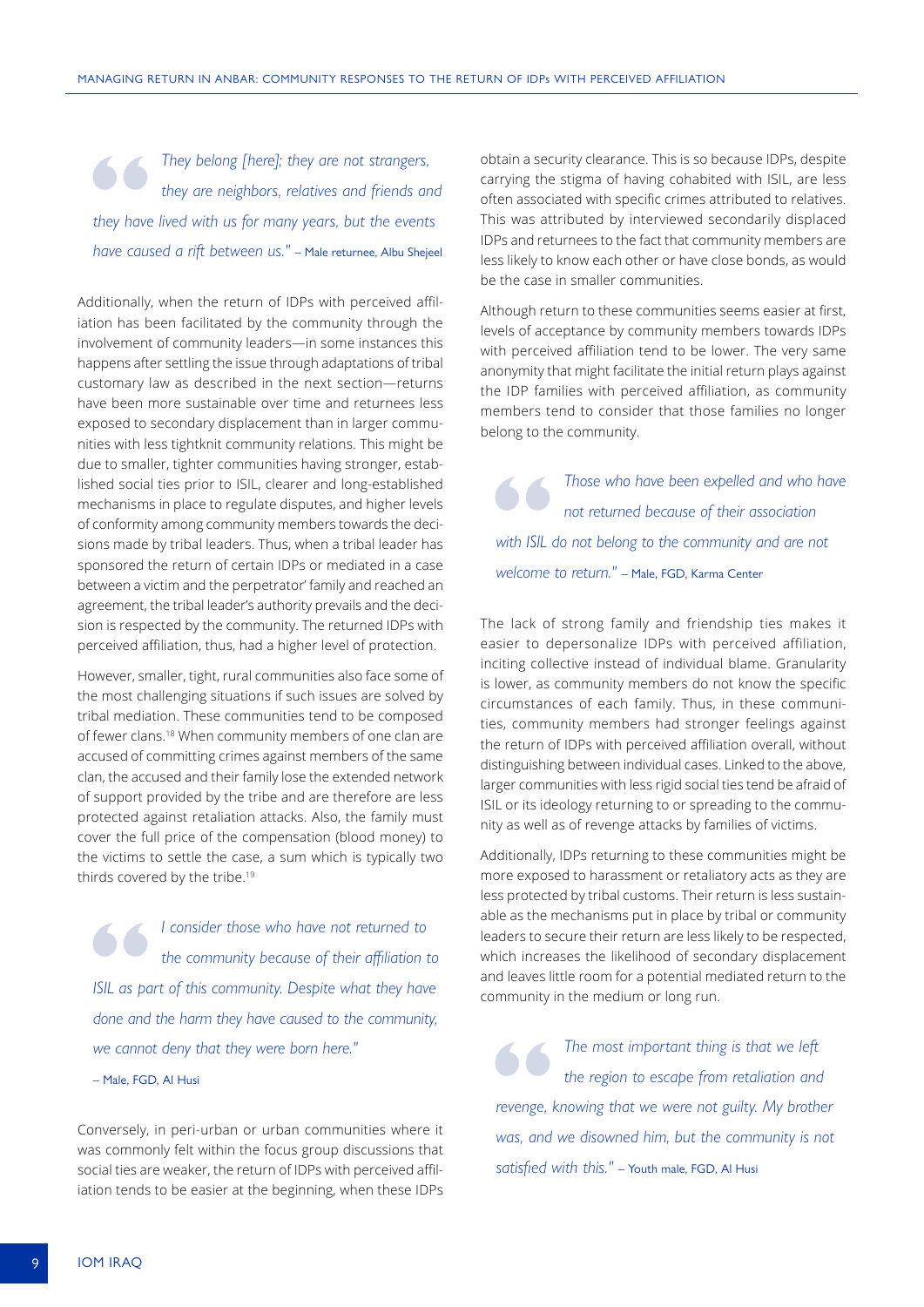> *They belong [here]; they are not strangers, they are neighbors, relatives and friends and they have lived with us for many years, but the events have caused a rift between us."* – Male returnee, Albu Shejeel

Additionally, when the return of IDPs with perceived affiliation has been facilitated by the community through the involvement of community leaders—in some instances this happens after settling the issue through adaptations of tribal customary law as described in the next section—returns have been more sustainable over time and returnees less exposed to secondary displacement than in larger communities with less tightknit community relations. This might be due to smaller, tighter communities having stronger, established social ties prior to ISIL, clearer and long-established mechanisms in place to regulate disputes, and higher levels of conformity among community members towards the decisions made by tribal leaders. Thus, when a tribal leader has sponsored the return of certain IDPs or mediated in a case between a victim and the perpetrator' family and reached an agreement, the tribal leader's authority prevails and the decision is respected by the community. The returned IDPs with perceived affiliation, thus, had a higher level of protection.

However, smaller, tight, rural communities also face some of the most challenging situations if such issues are solved by tribal mediation. These communities tend to be composed of fewer clans.[18] When community members of one clan are accused of committing crimes against members of the same clan, the accused and their family lose the extended network of support provided by the tribe and are therefore are less protected against retaliation attacks. Also, the family must cover the full price of the compensation (blood money) to the victims to settle the case, a sum which is typically two thirds covered by the tribe.[19]

> *I consider those who have not returned to the community because of their affiliation to ISIL as part of this community. Despite what they have done and the harm they have caused to the community, we cannot deny that they were born here."* – Male, FGD, Al Husi

Conversely, in peri-urban or urban communities where it was commonly felt within the focus group discussions that social ties are weaker, the return of IDPs with perceived affiliation tends to be easier at the beginning, when these IDPs obtain a security clearance. This is so because IDPs, despite carrying the stigma of having cohabited with ISIL, are less often associated with specific crimes attributed to relatives. This was attributed by interviewed secondarily displaced IDPs and returnees to the fact that community members are less likely to know each other or have close bonds, as would be the case in smaller communities.

Although return to these communities seems easier at first, levels of acceptance by community members towards IDPs with perceived affiliation tend to be lower. The very same anonymity that might facilitate the initial return plays against the IDP families with perceived affiliation, as community members tend to consider that those families no longer belong to the community.

> *Those who have been expelled and who have not returned because of their association with ISIL do not belong to the community and are not welcome to return."* – Male, FGD, Karma Center

The lack of strong family and friendship ties makes it easier to depersonalize IDPs with perceived affiliation, inciting collective instead of individual blame. Granularity is lower, as community members do not know the specific circumstances of each family. Thus, in these communities, community members had stronger feelings against the return of IDPs with perceived affiliation overall, without distinguishing between individual cases. Linked to the above, larger communities with less rigid social ties tend be afraid of ISIL or its ideology returning to or spreading to the community as well as of revenge attacks by families of victims.

Additionally, IDPs returning to these communities might be more exposed to harassment or retaliatory acts as they are less protected by tribal customs. Their return is less sustainable as the mechanisms put in place by tribal or community leaders to secure their return are less likely to be respected, which increases the likelihood of secondary displacement and leaves little room for a potential mediated return to the community in the medium or long run.

> *The most important thing is that we left the region to escape from retaliation and revenge, knowing that we were not guilty. My brother was, and we disowned him, but the community is not satisfied with this."* – Youth male, FGD, Al Husi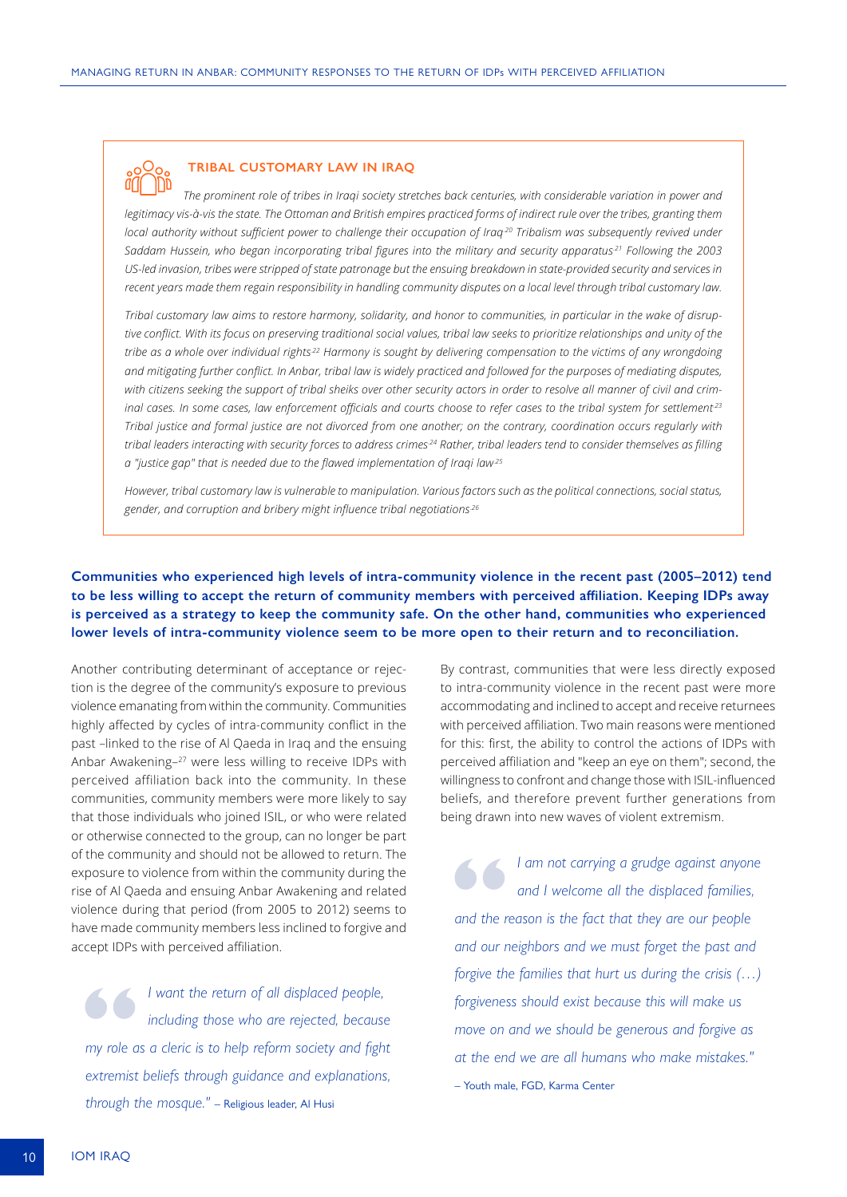### TRIBAL CUSTOMARY LAW IN IRAQ

*The prominent role of tribes in Iraqi society stretches back centuries, with considerable variation in power and legitimacy vis-à-vis the state. The Ottoman and British empires practiced forms of indirect rule over the tribes, granting them local authority without sufficient power to challenge their occupation of Iraq.[20] Tribalism was subsequently revived under Saddam Hussein, who began incorporating tribal figures into the military and security apparatus.[21] Following the 2003 US-led invasion, tribes were stripped of state patronage but the ensuing breakdown in state-provided security and services in recent years made them regain responsibility in handling community disputes on a local level through tribal customary law.*

*Tribal customary law aims to restore harmony, solidarity, and honor to communities, in particular in the wake of disruptive conflict. With its focus on preserving traditional social values, tribal law seeks to prioritize relationships and unity of the tribe as a whole over individual rights.[22] Harmony is sought by delivering compensation to the victims of any wrongdoing and mitigating further conflict. In Anbar, tribal law is widely practiced and followed for the purposes of mediating disputes, with citizens seeking the support of tribal sheiks over other security actors in order to resolve all manner of civil and criminal cases. In some cases, law enforcement officials and courts choose to refer cases to the tribal system for settlement.[23] Tribal justice and formal justice are not divorced from one another; on the contrary, coordination occurs regularly with tribal leaders interacting with security forces to address crimes.[24] Rather, tribal leaders tend to consider themselves as filling a "justice gap" that is needed due to the flawed implementation of Iraqi law.[25]*

*However, tribal customary law is vulnerable to manipulation. Various factors such as the political connections, social status, gender, and corruption and bribery might influence tribal negotiations.[26]*

**Communities who experienced high levels of intra-community violence in the recent past (2005–2012) tend to be less willing to accept the return of community members with perceived affiliation. Keeping IDPs away is perceived as a strategy to keep the community safe. On the other hand, communities who experienced lower levels of intra-community violence seem to be more open to their return and to reconciliation.**

Another contributing determinant of acceptance or rejection is the degree of the community's exposure to previous violence emanating from within the community. Communities highly affected by cycles of intra-community conflict in the past –linked to the rise of Al Qaeda in Iraq and the ensuing Anbar Awakening–[27] were less willing to receive IDPs with perceived affiliation back into the community. In these communities, community members were more likely to say that those individuals who joined ISIL, or who were related or otherwise connected to the group, can no longer be part of the community and should not be allowed to return. The exposure to violence from within the community during the rise of Al Qaeda and ensuing Anbar Awakening and related violence during that period (from 2005 to 2012) seems to have made community members less inclined to forgive and accept IDPs with perceived affiliation.

> *I want the return of all displaced people, including those who are rejected, because my role as a cleric is to help reform society and fight extremist beliefs through guidance and explanations, through the mosque."* – Religious leader, Al Husi

By contrast, communities that were less directly exposed to intra-community violence in the recent past were more accommodating and inclined to accept and receive returnees with perceived affiliation. Two main reasons were mentioned for this: first, the ability to control the actions of IDPs with perceived affiliation and "keep an eye on them"; second, the willingness to confront and change those with ISIL-influenced beliefs, and therefore prevent further generations from being drawn into new waves of violent extremism.

> *I am not carrying a grudge against anyone and I welcome all the displaced families, and the reason is the fact that they are our people and our neighbors and we must forget the past and forgive the families that hurt us during the crisis (…) forgiveness should exist because this will make us move on and we should be generous and forgive as at the end we are all humans who make mistakes."*
>
> – Youth male, FGD, Karma Center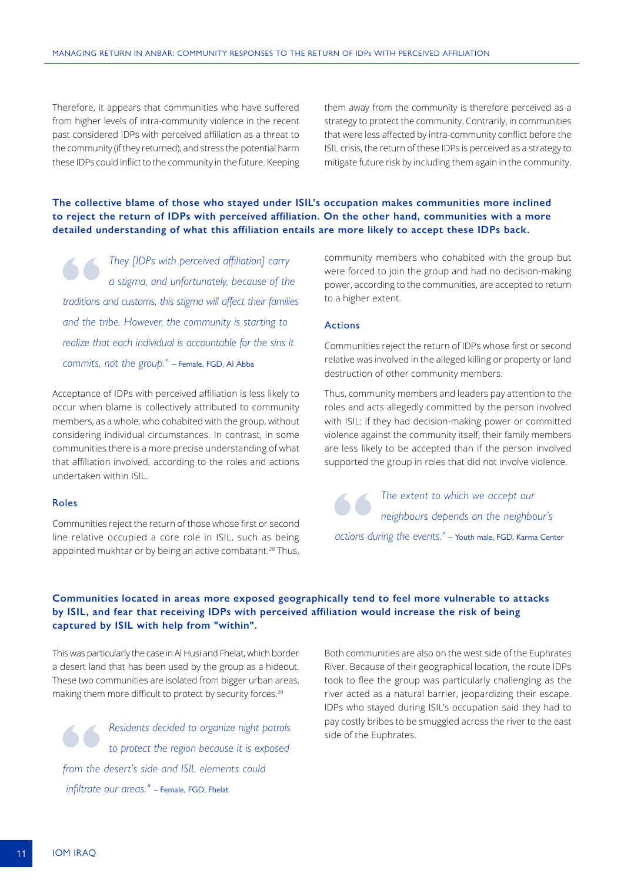Therefore, it appears that communities who have suffered from higher levels of intra-community violence in the recent past considered IDPs with perceived affiliation as a threat to the community (if they returned), and stress the potential harm these IDPs could inflict to the community in the future. Keeping them away from the community is therefore perceived as a strategy to protect the community. Contrarily, in communities that were less affected by intra-community conflict before the ISIL crisis, the return of these IDPs is perceived as a strategy to mitigate future risk by including them again in the community.

**The collective blame of those who stayed under ISIL's occupation makes communities more inclined to reject the return of IDPs with perceived affiliation. On the other hand, communities with a more detailed understanding of what this affiliation entails are more likely to accept these IDPs back.**

> *They [IDPs with perceived affiliation] carry a stigma, and unfortunately, because of the traditions and customs, this stigma will affect their families and the tribe. However, the community is starting to realize that each individual is accountable for the sins it commits, not the group."* – Female, FGD, Al Abba

Acceptance of IDPs with perceived affiliation is less likely to occur when blame is collectively attributed to community members, as a whole, who cohabited with the group, without considering individual circumstances. In contrast, in some communities there is a more precise understanding of what that affiliation involved, according to the roles and actions undertaken within ISIL.

### Roles

Communities reject the return of those whose first or second line relative occupied a core role in ISIL, such as being appointed mukhtar or by being an active combatant.[28] Thus, community members who cohabited with the group but were forced to join the group and had no decision-making power, according to the communities, are accepted to return to a higher extent.

### Actions

Communities reject the return of IDPs whose first or second relative was involved in the alleged killing or property or land destruction of other community members.

Thus, community members and leaders pay attention to the roles and acts allegedly committed by the person involved with ISIL: if they had decision-making power or committed violence against the community itself, their family members are less likely to be accepted than if the person involved supported the group in roles that did not involve violence.

> *The extent to which we accept our neighbours depends on the neighbour's actions during the events."* – Youth male, FGD, Karma Center

**Communities located in areas more exposed geographically tend to feel more vulnerable to attacks by ISIL, and fear that receiving IDPs with perceived affiliation would increase the risk of being captured by ISIL with help from "within".**

This was particularly the case in Al Husi and Fhelat, which border a desert land that has been used by the group as a hideout. These two communities are isolated from bigger urban areas, making them more difficult to protect by security forces.[29]

> *Residents decided to organize night patrols to protect the region because it is exposed from the desert's side and ISIL elements could infiltrate our areas."* – Female, FGD, Fhelat

Both communities are also on the west side of the Euphrates River. Because of their geographical location, the route IDPs took to flee the group was particularly challenging as the river acted as a natural barrier, jeopardizing their escape. IDPs who stayed during ISIL's occupation said they had to pay costly bribes to be smuggled across the river to the east side of the Euphrates.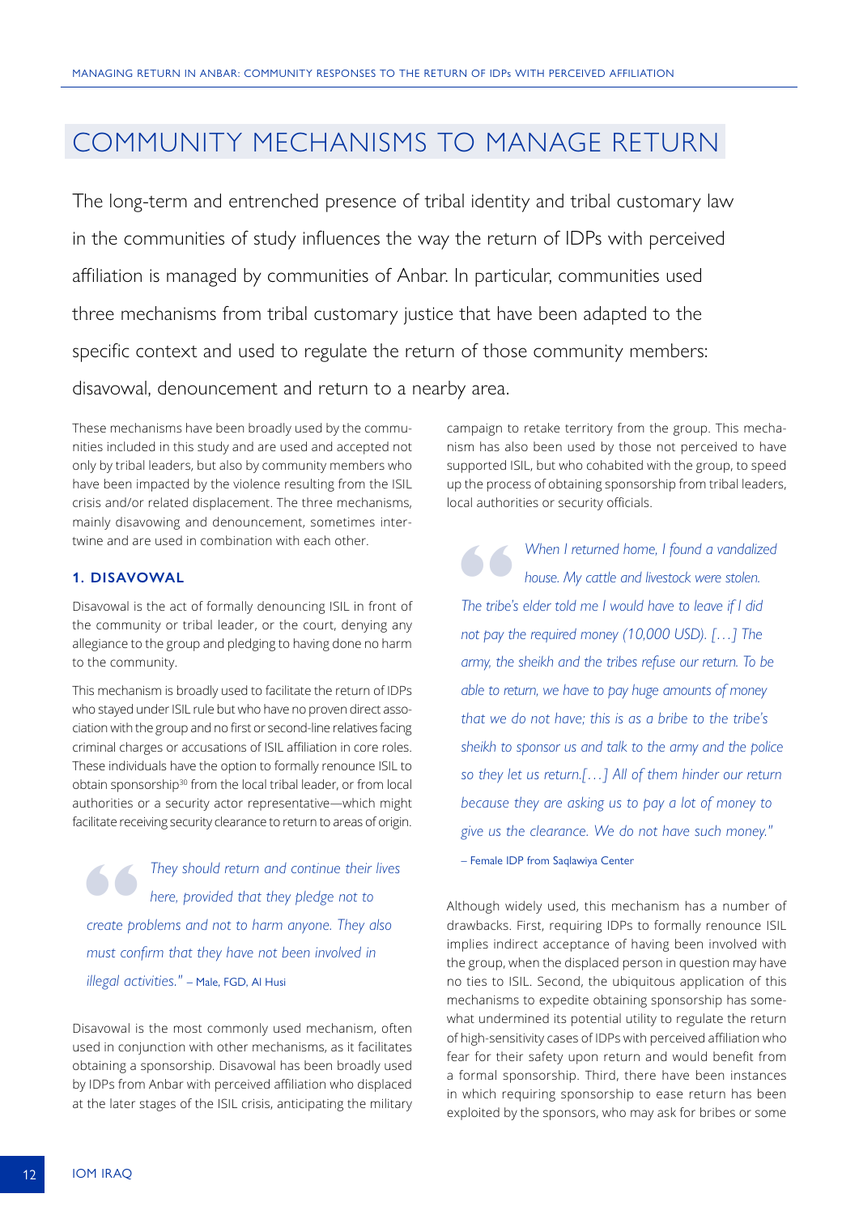# COMMUNITY MECHANISMS TO MANAGE RETURN

The long-term and entrenched presence of tribal identity and tribal customary law in the communities of study influences the way the return of IDPs with perceived affiliation is managed by communities of Anbar. In particular, communities used three mechanisms from tribal customary justice that have been adapted to the specific context and used to regulate the return of those community members: disavowal, denouncement and return to a nearby area.

These mechanisms have been broadly used by the communities included in this study and are used and accepted not only by tribal leaders, but also by community members who have been impacted by the violence resulting from the ISIL crisis and/or related displacement. The three mechanisms, mainly disavowing and denouncement, sometimes intertwine and are used in combination with each other.

### 1. DISAVOWAL

Disavowal is the act of formally denouncing ISIL in front of the community or tribal leader, or the court, denying any allegiance to the group and pledging to having done no harm to the community.

This mechanism is broadly used to facilitate the return of IDPs who stayed under ISIL rule but who have no proven direct association with the group and no first or second-line relatives facing criminal charges or accusations of ISIL affiliation in core roles. These individuals have the option to formally renounce ISIL to obtain sponsorship[30] from the local tribal leader, or from local authorities or a security actor representative—which might facilitate receiving security clearance to return to areas of origin.

> *They should return and continue their lives here, provided that they pledge not to create problems and not to harm anyone. They also must confirm that they have not been involved in illegal activities."* – Male, FGD, Al Husi

Disavowal is the most commonly used mechanism, often used in conjunction with other mechanisms, as it facilitates obtaining a sponsorship. Disavowal has been broadly used by IDPs from Anbar with perceived affiliation who displaced at the later stages of the ISIL crisis, anticipating the military campaign to retake territory from the group. This mechanism has also been used by those not perceived to have supported ISIL, but who cohabited with the group, to speed up the process of obtaining sponsorship from tribal leaders, local authorities or security officials.

> *When I returned home, I found a vandalized house. My cattle and livestock were stolen. The tribe's elder told me I would have to leave if I did not pay the required money (10,000 USD). […] The army, the sheikh and the tribes refuse our return. To be able to return, we have to pay huge amounts of money that we do not have; this is as a bribe to the tribe's sheikh to sponsor us and talk to the army and the police so they let us return.[…] All of them hinder our return because they are asking us to pay a lot of money to give us the clearance. We do not have such money."*
>
> – Female IDP from Saqlawiya Center

Although widely used, this mechanism has a number of drawbacks. First, requiring IDPs to formally renounce ISIL implies indirect acceptance of having been involved with the group, when the displaced person in question may have no ties to ISIL. Second, the ubiquitous application of this mechanisms to expedite obtaining sponsorship has somewhat undermined its potential utility to regulate the return of high-sensitivity cases of IDPs with perceived affiliation who fear for their safety upon return and would benefit from a formal sponsorship. Third, there have been instances in which requiring sponsorship to ease return has been exploited by the sponsors, who may ask for bribes or some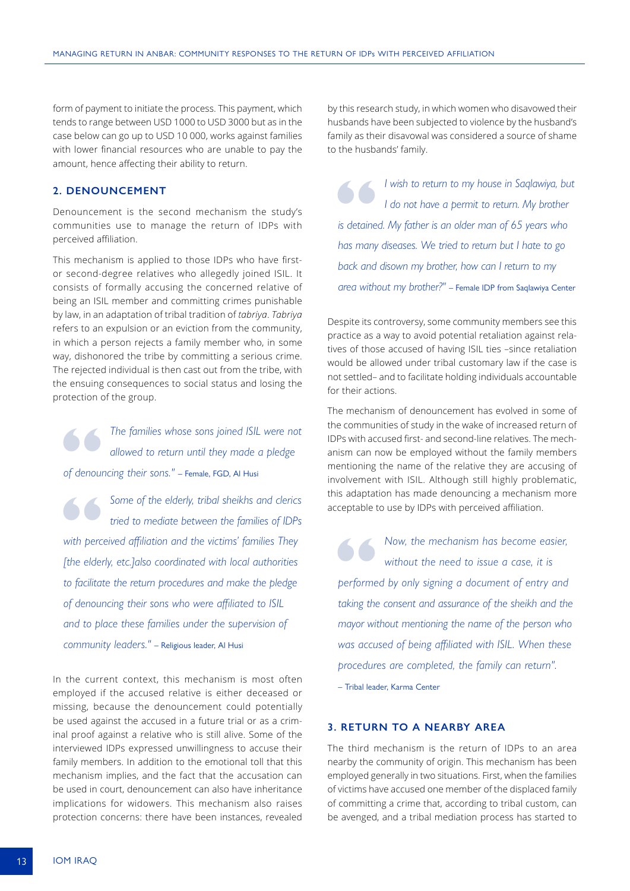form of payment to initiate the process. This payment, which tends to range between USD 1000 to USD 3000 but as in the case below can go up to USD 10 000, works against families with lower financial resources who are unable to pay the amount, hence affecting their ability to return.

### 2. DENOUNCEMENT

Denouncement is the second mechanism the study's communities use to manage the return of IDPs with perceived affiliation.

This mechanism is applied to those IDPs who have first- or second-degree relatives who allegedly joined ISIL. It consists of formally accusing the concerned relative of being an ISIL member and committing crimes punishable by law, in an adaptation of tribal tradition of *tabriya*. *Tabriya* refers to an expulsion or an eviction from the community, in which a person rejects a family member who, in some way, dishonored the tribe by committing a serious crime. The rejected individual is then cast out from the tribe, with the ensuing consequences to social status and losing the protection of the group.

> *The families whose sons joined ISIL were not allowed to return until they made a pledge of denouncing their sons."* – Female, FGD, Al Husi

> *Some of the elderly, tribal sheikhs and clerics tried to mediate between the families of IDPs with perceived affiliation and the victims' families They [the elderly, etc.]also coordinated with local authorities to facilitate the return procedures and make the pledge of denouncing their sons who were affiliated to ISIL and to place these families under the supervision of community leaders."* – Religious leader, Al Husi

In the current context, this mechanism is most often employed if the accused relative is either deceased or missing, because the denouncement could potentially be used against the accused in a future trial or as a criminal proof against a relative who is still alive. Some of the interviewed IDPs expressed unwillingness to accuse their family members. In addition to the emotional toll that this mechanism implies, and the fact that the accusation can be used in court, denouncement can also have inheritance implications for widowers. This mechanism also raises protection concerns: there have been instances, revealed by this research study, in which women who disavowed their husbands have been subjected to violence by the husband's family as their disavowal was considered a source of shame to the husbands' family.

> *I wish to return to my house in Saqlawiya, but I do not have a permit to return. My brother is detained. My father is an older man of 65 years who has many diseases. We tried to return but I hate to go back and disown my brother, how can I return to my area without my brother?"* – Female IDP from Saqlawiya Center

Despite its controversy, some community members see this practice as a way to avoid potential retaliation against relatives of those accused of having ISIL ties –since retaliation would be allowed under tribal customary law if the case is not settled– and to facilitate holding individuals accountable for their actions.

The mechanism of denouncement has evolved in some of the communities of study in the wake of increased return of IDPs with accused first- and second-line relatives. The mechanism can now be employed without the family members mentioning the name of the relative they are accusing of involvement with ISIL. Although still highly problematic, this adaptation has made denouncing a mechanism more acceptable to use by IDPs with perceived affiliation.

> *Now, the mechanism has become easier, without the need to issue a case, it is performed by only signing a document of entry and taking the consent and assurance of the sheikh and the mayor without mentioning the name of the person who was accused of being affiliated with ISIL. When these procedures are completed, the family can return".*
>
> – Tribal leader, Karma Center

### 3. RETURN TO A NEARBY AREA

The third mechanism is the return of IDPs to an area nearby the community of origin. This mechanism has been employed generally in two situations. First, when the families of victims have accused one member of the displaced family of committing a crime that, according to tribal custom, can be avenged, and a tribal mediation process has started to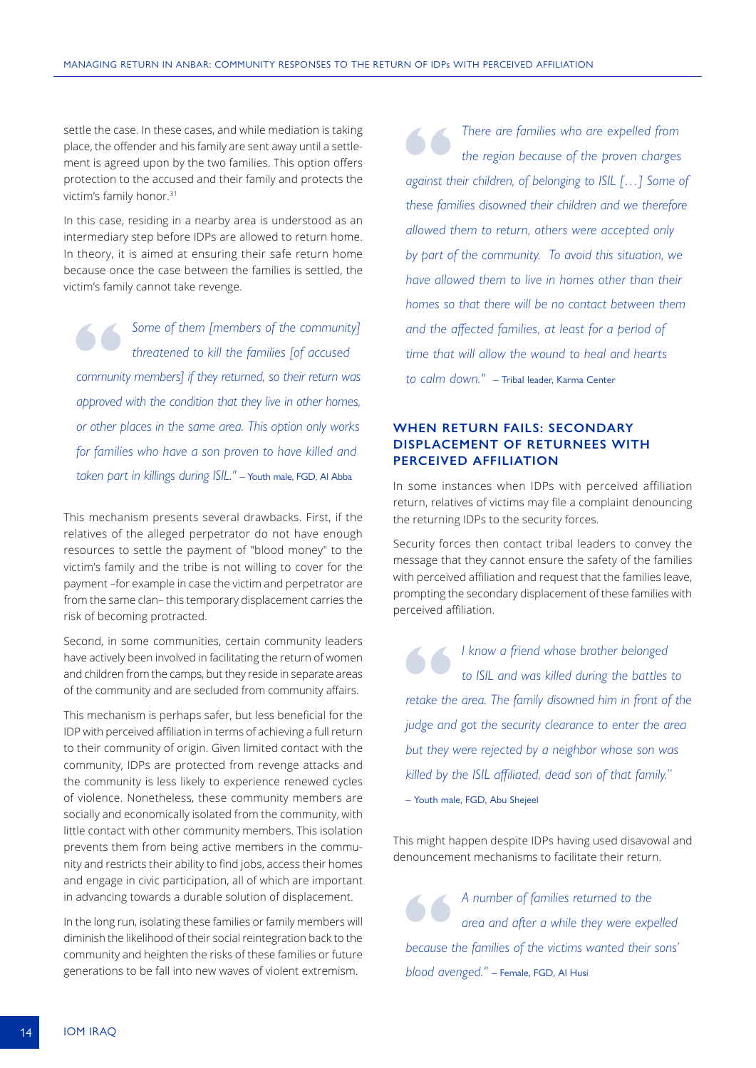settle the case. In these cases, and while mediation is taking place, the offender and his family are sent away until a settlement is agreed upon by the two families. This option offers protection to the accused and their family and protects the victim's family honor.[31]

In this case, residing in a nearby area is understood as an intermediary step before IDPs are allowed to return home. In theory, it is aimed at ensuring their safe return home because once the case between the families is settled, the victim's family cannot take revenge.

> *Some of them [members of the community] threatened to kill the families [of accused community members] if they returned, so their return was approved with the condition that they live in other homes, or other places in the same area. This option only works for families who have a son proven to have killed and taken part in killings during ISIL."* – Youth male, FGD, Al Abba

This mechanism presents several drawbacks. First, if the relatives of the alleged perpetrator do not have enough resources to settle the payment of "blood money" to the victim's family and the tribe is not willing to cover for the payment –for example in case the victim and perpetrator are from the same clan– this temporary displacement carries the risk of becoming protracted.

Second, in some communities, certain community leaders have actively been involved in facilitating the return of women and children from the camps, but they reside in separate areas of the community and are secluded from community affairs.

This mechanism is perhaps safer, but less beneficial for the IDP with perceived affiliation in terms of achieving a full return to their community of origin. Given limited contact with the community, IDPs are protected from revenge attacks and the community is less likely to experience renewed cycles of violence. Nonetheless, these community members are socially and economically isolated from the community, with little contact with other community members. This isolation prevents them from being active members in the community and restricts their ability to find jobs, access their homes and engage in civic participation, all of which are important in advancing towards a durable solution of displacement.

In the long run, isolating these families or family members will diminish the likelihood of their social reintegration back to the community and heighten the risks of these families or future generations to be fall into new waves of violent extremism.

> *There are families who are expelled from the region because of the proven charges against their children, of belonging to ISIL […] Some of these families disowned their children and we therefore allowed them to return, others were accepted only by part of the community. To avoid this situation, we have allowed them to live in homes other than their homes so that there will be no contact between them and the affected families, at least for a period of time that will allow the wound to heal and hearts to calm down."* – Tribal leader, Karma Center

### WHEN RETURN FAILS: SECONDARY DISPLACEMENT OF RETURNEES WITH PERCEIVED AFFILIATION

In some instances when IDPs with perceived affiliation return, relatives of victims may file a complaint denouncing the returning IDPs to the security forces.

Security forces then contact tribal leaders to convey the message that they cannot ensure the safety of the families with perceived affiliation and request that the families leave, prompting the secondary displacement of these families with perceived affiliation.

> *I know a friend whose brother belonged to ISIL and was killed during the battles to retake the area. The family disowned him in front of the judge and got the security clearance to enter the area but they were rejected by a neighbor whose son was killed by the ISIL affiliated, dead son of that family."*
> – Youth male, FGD, Abu Shejeel

This might happen despite IDPs having used disavowal and denouncement mechanisms to facilitate their return.

> *A number of families returned to the area and after a while they were expelled because the families of the victims wanted their sons' blood avenged."* – Female, FGD, Al Husi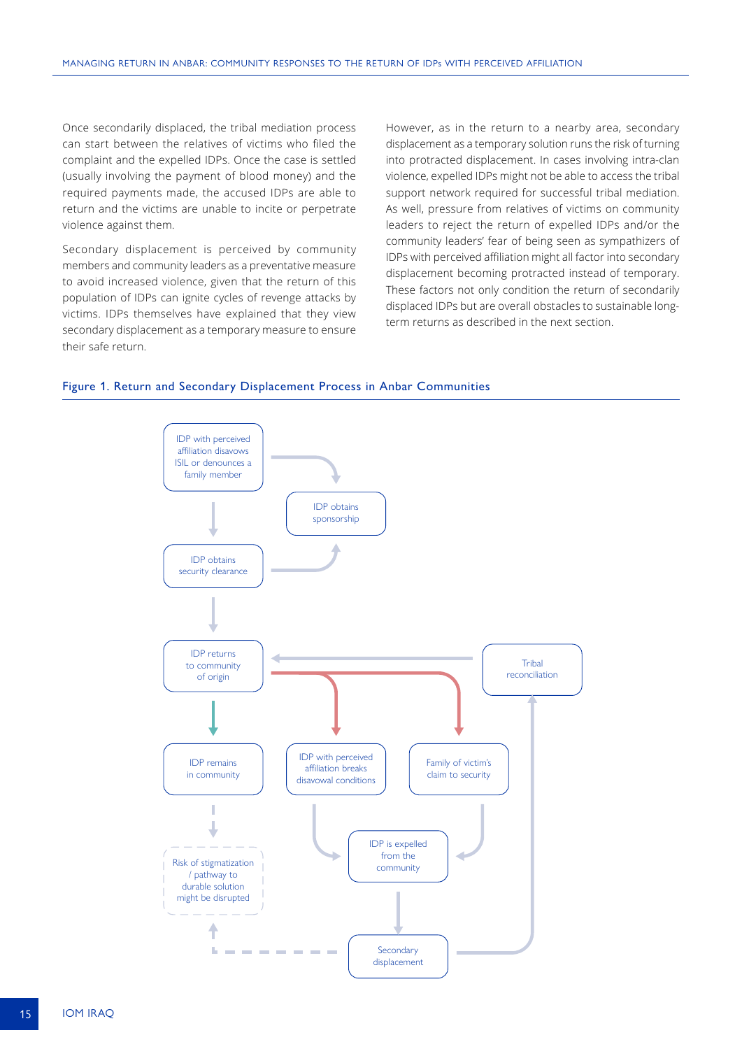Once secondarily displaced, the tribal mediation process can start between the relatives of victims who filed the complaint and the expelled IDPs. Once the case is settled (usually involving the payment of blood money) and the required payments made, the accused IDPs are able to return and the victims are unable to incite or perpetrate violence against them.

Secondary displacement is perceived by community members and community leaders as a preventative measure to avoid increased violence, given that the return of this population of IDPs can ignite cycles of revenge attacks by victims. IDPs themselves have explained that they view secondary displacement as a temporary measure to ensure their safe return.

However, as in the return to a nearby area, secondary displacement as a temporary solution runs the risk of turning into protracted displacement. In cases involving intra-clan violence, expelled IDPs might not be able to access the tribal support network required for successful tribal mediation. As well, pressure from relatives of victims on community leaders to reject the return of expelled IDPs and/or the community leaders' fear of being seen as sympathizers of IDPs with perceived affiliation might all factor into secondary displacement becoming protracted instead of temporary. These factors not only condition the return of secondarily displaced IDPs but are overall obstacles to sustainable long-term returns as described in the next section.

**Figure 1. Return and Secondary Displacement Process in Anbar Communities**

- IDP with perceived affiliation disavows ISIL or denounces a family member
- IDP obtains sponsorship
- IDP obtains security clearance
- IDP returns to community of origin
- Tribal reconciliation
- IDP remains in community
- IDP with perceived affiliation breaks disavowal conditions
- Family of victim's claim to security
- Risk of stigmatization / pathway to durable solution might be disrupted
- IDP is expelled from the community
- Secondary displacement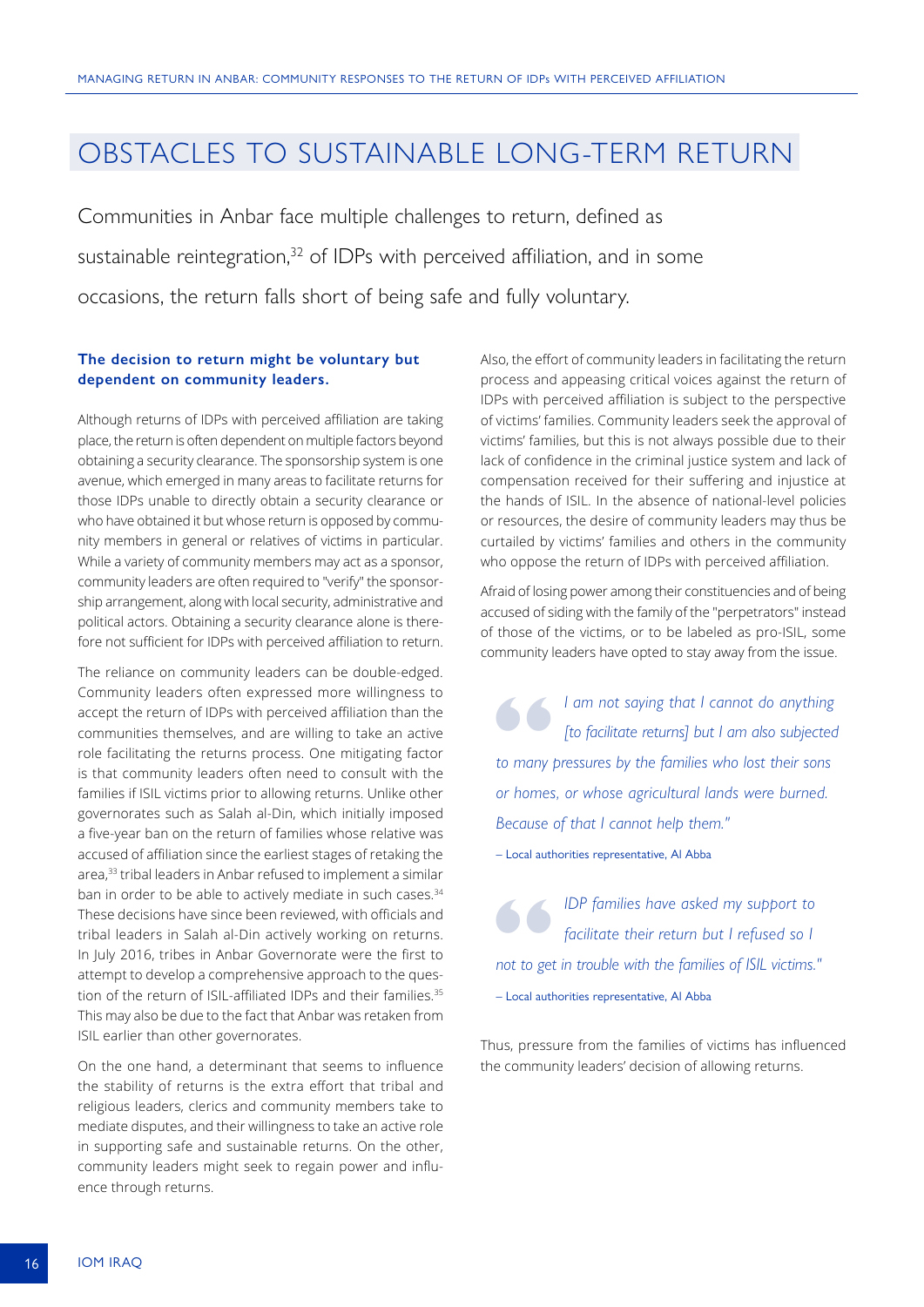# OBSTACLES TO SUSTAINABLE LONG-TERM RETURN

Communities in Anbar face multiple challenges to return, defined as sustainable reintegration,[32] of IDPs with perceived affiliation, and in some occasions, the return falls short of being safe and fully voluntary.

**The decision to return might be voluntary but dependent on community leaders.**

Although returns of IDPs with perceived affiliation are taking place, the return is often dependent on multiple factors beyond obtaining a security clearance. The sponsorship system is one avenue, which emerged in many areas to facilitate returns for those IDPs unable to directly obtain a security clearance or who have obtained it but whose return is opposed by community members in general or relatives of victims in particular. While a variety of community members may act as a sponsor, community leaders are often required to "verify" the sponsorship arrangement, along with local security, administrative and political actors. Obtaining a security clearance alone is therefore not sufficient for IDPs with perceived affiliation to return.

The reliance on community leaders can be double-edged. Community leaders often expressed more willingness to accept the return of IDPs with perceived affiliation than the communities themselves, and are willing to take an active role facilitating the returns process. One mitigating factor is that community leaders often need to consult with the families if ISIL victims prior to allowing returns. Unlike other governorates such as Salah al-Din, which initially imposed a five-year ban on the return of families whose relative was accused of affiliation since the earliest stages of retaking the area,[33] tribal leaders in Anbar refused to implement a similar ban in order to be able to actively mediate in such cases.[34] These decisions have since been reviewed, with officials and tribal leaders in Salah al-Din actively working on returns. In July 2016, tribes in Anbar Governorate were the first to attempt to develop a comprehensive approach to the question of the return of ISIL-affiliated IDPs and their families.[35] This may also be due to the fact that Anbar was retaken from ISIL earlier than other governorates.

On the one hand, a determinant that seems to influence the stability of returns is the extra effort that tribal and religious leaders, clerics and community members take to mediate disputes, and their willingness to take an active role in supporting safe and sustainable returns. On the other, community leaders might seek to regain power and influence through returns.

Also, the effort of community leaders in facilitating the return process and appeasing critical voices against the return of IDPs with perceived affiliation is subject to the perspective of victims' families. Community leaders seek the approval of victims' families, but this is not always possible due to their lack of confidence in the criminal justice system and lack of compensation received for their suffering and injustice at the hands of ISIL. In the absence of national-level policies or resources, the desire of community leaders may thus be curtailed by victims' families and others in the community who oppose the return of IDPs with perceived affiliation.

Afraid of losing power among their constituencies and of being accused of siding with the family of the "perpetrators" instead of those of the victims, or to be labeled as pro-ISIL, some community leaders have opted to stay away from the issue.

> *I am not saying that I cannot do anything [to facilitate returns] but I am also subjected to many pressures by the families who lost their sons or homes, or whose agricultural lands were burned. Because of that I cannot help them."*
>
> – Local authorities representative, Al Abba

> *IDP families have asked my support to facilitate their return but I refused so I not to get in trouble with the families of ISIL victims."*
>
> – Local authorities representative, Al Abba

Thus, pressure from the families of victims has influenced the community leaders' decision of allowing returns.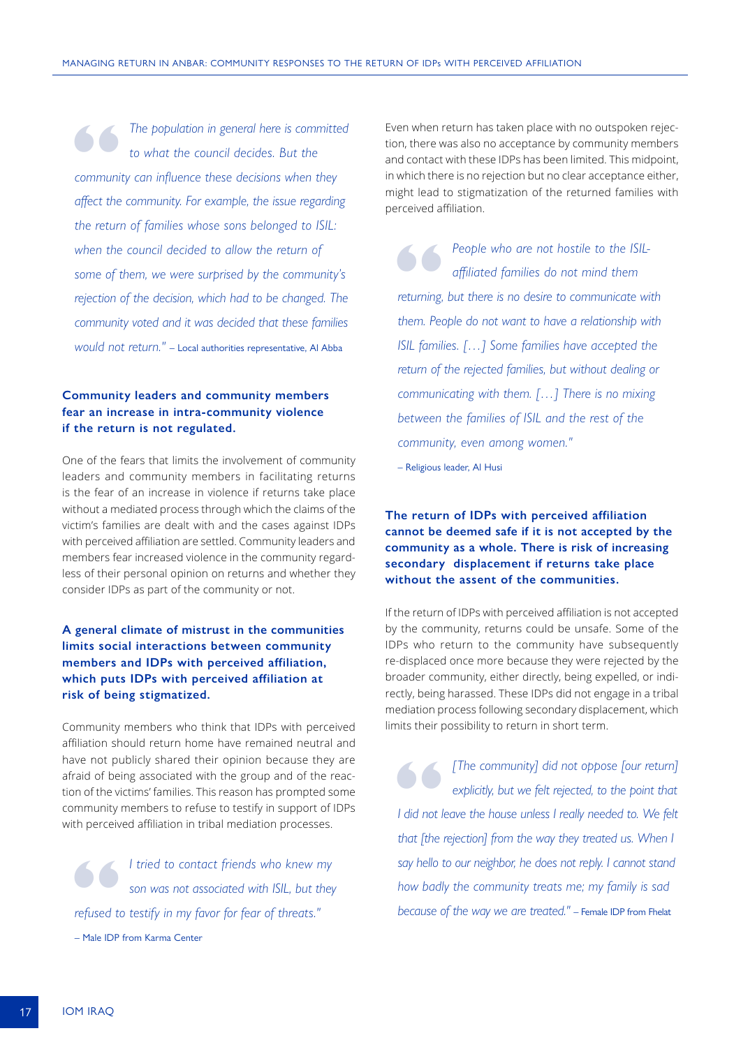> *"The population in general here is committed to what the council decides. But the community can influence these decisions when they affect the community. For example, the issue regarding the return of families whose sons belonged to ISIL: when the council decided to allow the return of some of them, we were surprised by the community's rejection of the decision, which had to be changed. The community voted and it was decided that these families would not return."* – Local authorities representative, Al Abba

**Community leaders and community members fear an increase in intra-community violence if the return is not regulated.**

One of the fears that limits the involvement of community leaders and community members in facilitating returns is the fear of an increase in violence if returns take place without a mediated process through which the claims of the victim's families are dealt with and the cases against IDPs with perceived affiliation are settled. Community leaders and members fear increased violence in the community regardless of their personal opinion on returns and whether they consider IDPs as part of the community or not.

**A general climate of mistrust in the communities limits social interactions between community members and IDPs with perceived affiliation, which puts IDPs with perceived affiliation at risk of being stigmatized.**

Community members who think that IDPs with perceived affiliation should return home have remained neutral and have not publicly shared their opinion because they are afraid of being associated with the group and of the reaction of the victims' families. This reason has prompted some community members to refuse to testify in support of IDPs with perceived affiliation in tribal mediation processes.

> *"I tried to contact friends who knew my son was not associated with ISIL, but they refused to testify in my favor for fear of threats."*
> – Male IDP from Karma Center

Even when return has taken place with no outspoken rejection, there was also no acceptance by community members and contact with these IDPs has been limited. This midpoint, in which there is no rejection but no clear acceptance either, might lead to stigmatization of the returned families with perceived affiliation.

> *"People who are not hostile to the ISIL-affiliated families do not mind them returning, but there is no desire to communicate with them. People do not want to have a relationship with ISIL families. […] Some families have accepted the return of the rejected families, but without dealing or communicating with them. […] There is no mixing between the families of ISIL and the rest of the community, even among women."*
> – Religious leader, Al Husi

**The return of IDPs with perceived affiliation cannot be deemed safe if it is not accepted by the community as a whole. There is risk of increasing secondary displacement if returns take place without the assent of the communities.**

If the return of IDPs with perceived affiliation is not accepted by the community, returns could be unsafe. Some of the IDPs who return to the community have subsequently re-displaced once more because they were rejected by the broader community, either directly, being expelled, or indirectly, being harassed. These IDPs did not engage in a tribal mediation process following secondary displacement, which limits their possibility to return in short term.

> *"[The community] did not oppose [our return] explicitly, but we felt rejected, to the point that I did not leave the house unless I really needed to. We felt that [the rejection] from the way they treated us. When I say hello to our neighbor, he does not reply. I cannot stand how badly the community treats me; my family is sad because of the way we are treated."* – Female IDP from Fhelat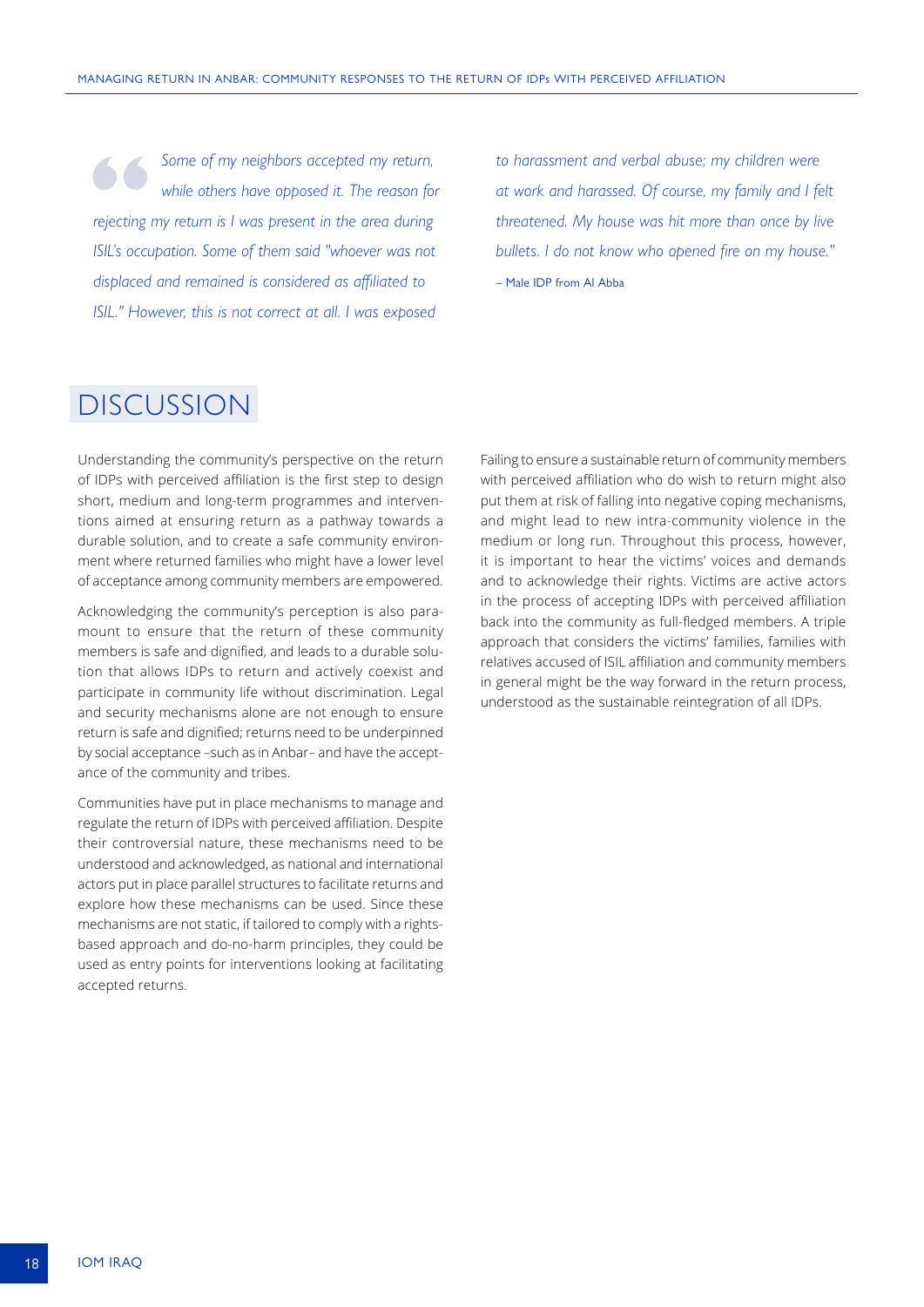> *Some of my neighbors accepted my return, while others have opposed it. The reason for rejecting my return is I was present in the area during ISIL's occupation. Some of them said "whoever was not displaced and remained is considered as affiliated to ISIL." However, this is not correct at all. I was exposed to harassment and verbal abuse; my children were at work and harassed. Of course, my family and I felt threatened. My house was hit more than once by live bullets. I do not know who opened fire on my house."*
>
> – Male IDP from Al Abba

# DISCUSSION

Understanding the community's perspective on the return of IDPs with perceived affiliation is the first step to design short, medium and long-term programmes and interventions aimed at ensuring return as a pathway towards a durable solution, and to create a safe community environment where returned families who might have a lower level of acceptance among community members are empowered.

Acknowledging the community's perception is also paramount to ensure that the return of these community members is safe and dignified, and leads to a durable solution that allows IDPs to return and actively coexist and participate in community life without discrimination. Legal and security mechanisms alone are not enough to ensure return is safe and dignified; returns need to be underpinned by social acceptance –such as in Anbar– and have the acceptance of the community and tribes.

Communities have put in place mechanisms to manage and regulate the return of IDPs with perceived affiliation. Despite their controversial nature, these mechanisms need to be understood and acknowledged, as national and international actors put in place parallel structures to facilitate returns and explore how these mechanisms can be used. Since these mechanisms are not static, if tailored to comply with a rights-based approach and do-no-harm principles, they could be used as entry points for interventions looking at facilitating accepted returns.

Failing to ensure a sustainable return of community members with perceived affiliation who do wish to return might also put them at risk of falling into negative coping mechanisms, and might lead to new intra-community violence in the medium or long run. Throughout this process, however, it is important to hear the victims' voices and demands and to acknowledge their rights. Victims are active actors in the process of accepting IDPs with perceived affiliation back into the community as full-fledged members. A triple approach that considers the victims' families, families with relatives accused of ISIL affiliation and community members in general might be the way forward in the return process, understood as the sustainable reintegration of all IDPs.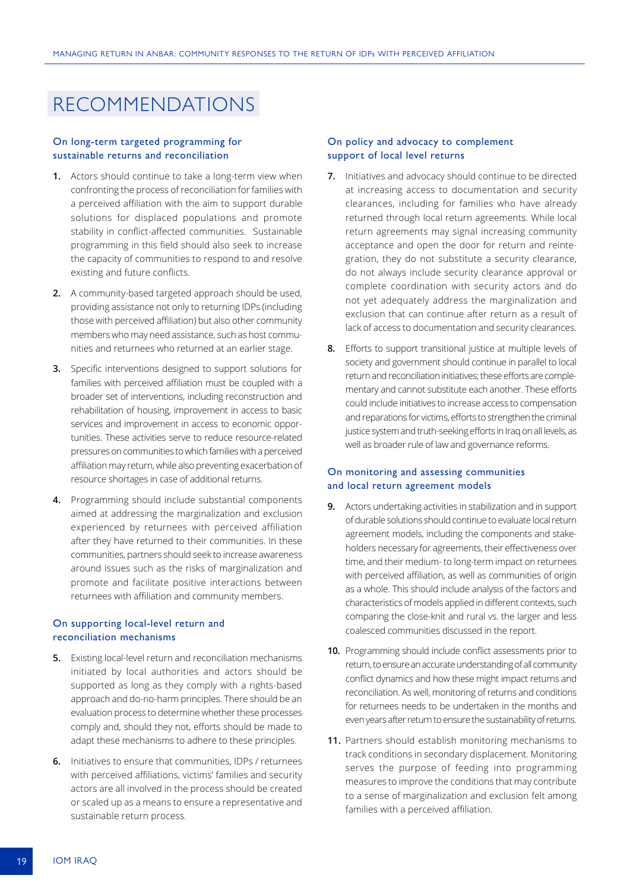# RECOMMENDATIONS

### On long-term targeted programming for sustainable returns and reconciliation

1. Actors should continue to take a long-term view when confronting the process of reconciliation for families with a perceived affiliation with the aim to support durable solutions for displaced populations and promote stability in conflict-affected communities. Sustainable programming in this field should also seek to increase the capacity of communities to respond to and resolve existing and future conflicts.

2. A community-based targeted approach should be used, providing assistance not only to returning IDPs (including those with perceived affiliation) but also other community members who may need assistance, such as host communities and returnees who returned at an earlier stage.

3. Specific interventions designed to support solutions for families with perceived affiliation must be coupled with a broader set of interventions, including reconstruction and rehabilitation of housing, improvement in access to basic services and improvement in access to economic opportunities. These activities serve to reduce resource-related pressures on communities to which families with a perceived affiliation may return, while also preventing exacerbation of resource shortages in case of additional returns.

4. Programming should include substantial components aimed at addressing the marginalization and exclusion experienced by returnees with perceived affiliation after they have returned to their communities. In these communities, partners should seek to increase awareness around issues such as the risks of marginalization and promote and facilitate positive interactions between returnees with affiliation and community members.

### On supporting local-level return and reconciliation mechanisms

5. Existing local-level return and reconciliation mechanisms initiated by local authorities and actors should be supported as long as they comply with a rights-based approach and do-no-harm principles. There should be an evaluation process to determine whether these processes comply and, should they not, efforts should be made to adapt these mechanisms to adhere to these principles.

6. Initiatives to ensure that communities, IDPs / returnees with perceived affiliations, victims' families and security actors are all involved in the process should be created or scaled up as a means to ensure a representative and sustainable return process.

### On policy and advocacy to complement support of local level returns

7. Initiatives and advocacy should continue to be directed at increasing access to documentation and security clearances, including for families who have already returned through local return agreements. While local return agreements may signal increasing community acceptance and open the door for return and reintegration, they do not substitute a security clearance, do not always include security clearance approval or complete coordination with security actors and do not yet adequately address the marginalization and exclusion that can continue after return as a result of lack of access to documentation and security clearances.

8. Efforts to support transitional justice at multiple levels of society and government should continue in parallel to local return and reconciliation initiatives; these efforts are complementary and cannot substitute each another. These efforts could include initiatives to increase access to compensation and reparations for victims, efforts to strengthen the criminal justice system and truth-seeking efforts in Iraq on all levels, as well as broader rule of law and governance reforms.

### On monitoring and assessing communities and local return agreement models

9. Actors undertaking activities in stabilization and in support of durable solutions should continue to evaluate local return agreement models, including the components and stakeholders necessary for agreements, their effectiveness over time, and their medium- to long-term impact on returnees with perceived affiliation, as well as communities of origin as a whole. This should include analysis of the factors and characteristics of models applied in different contexts, such comparing the close-knit and rural vs. the larger and less coalesced communities discussed in the report.

10. Programming should include conflict assessments prior to return, to ensure an accurate understanding of all community conflict dynamics and how these might impact returns and reconciliation. As well, monitoring of returns and conditions for returnees needs to be undertaken in the months and even years after return to ensure the sustainability of returns.

11. Partners should establish monitoring mechanisms to track conditions in secondary displacement. Monitoring serves the purpose of feeding into programming measures to improve the conditions that may contribute to a sense of marginalization and exclusion felt among families with a perceived affiliation.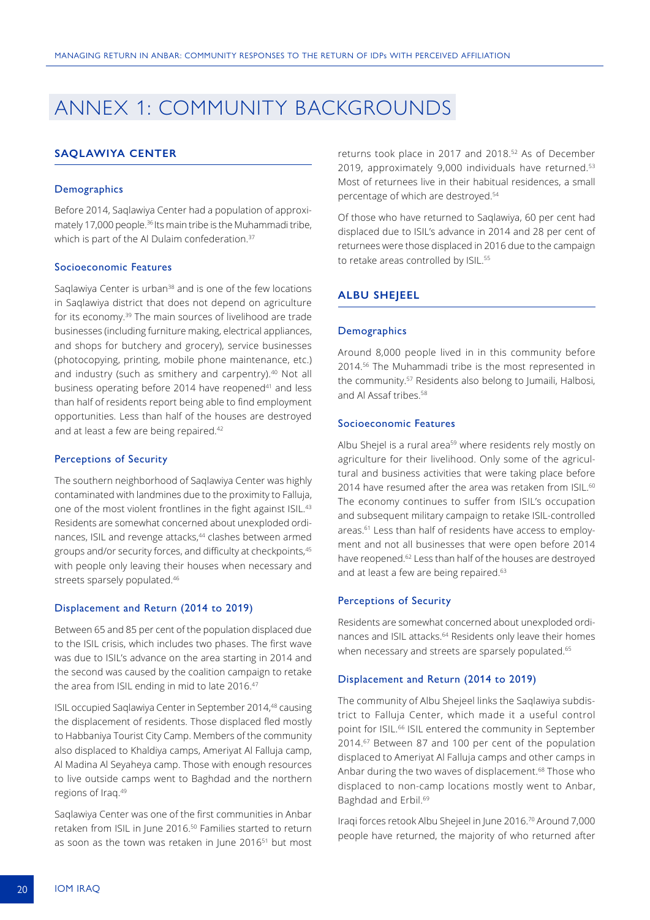# ANNEX 1: COMMUNITY BACKGROUNDS

## SAQLAWIYA CENTER

### Demographics

Before 2014, Saqlawiya Center had a population of approximately 17,000 people.[36] Its main tribe is the Muhammadi tribe, which is part of the Al Dulaim confederation.[37]

### Socioeconomic Features

Saqlawiya Center is urban[38] and is one of the few locations in Saqlawiya district that does not depend on agriculture for its economy.[39] The main sources of livelihood are trade businesses (including furniture making, electrical appliances, and shops for butchery and grocery), service businesses (photocopying, printing, mobile phone maintenance, etc.) and industry (such as smithery and carpentry).[40] Not all business operating before 2014 have reopened[41] and less than half of residents report being able to find employment opportunities. Less than half of the houses are destroyed and at least a few are being repaired.[42]

### Perceptions of Security

The southern neighborhood of Saqlawiya Center was highly contaminated with landmines due to the proximity to Falluja, one of the most violent frontlines in the fight against ISIL.[43] Residents are somewhat concerned about unexploded ordinances, ISIL and revenge attacks,[44] clashes between armed groups and/or security forces, and difficulty at checkpoints,[45] with people only leaving their houses when necessary and streets sparsely populated.[46]

### Displacement and Return (2014 to 2019)

Between 65 and 85 per cent of the population displaced due to the ISIL crisis, which includes two phases. The first wave was due to ISIL's advance on the area starting in 2014 and the second was caused by the coalition campaign to retake the area from ISIL ending in mid to late 2016.[47]

ISIL occupied Saqlawiya Center in September 2014,[48] causing the displacement of residents. Those displaced fled mostly to Habbaniya Tourist City Camp. Members of the community also displaced to Khaldiya camps, Ameriyat Al Falluja camp, Al Madina Al Seyaheya camp. Those with enough resources to live outside camps went to Baghdad and the northern regions of Iraq.[49]

Saqlawiya Center was one of the first communities in Anbar retaken from ISIL in June 2016.[50] Families started to return as soon as the town was retaken in June 2016[51] but most returns took place in 2017 and 2018.[52] As of December 2019, approximately 9,000 individuals have returned.[53] Most of returnees live in their habitual residences, a small percentage of which are destroyed.[54]

Of those who have returned to Saqlawiya, 60 per cent had displaced due to ISIL's advance in 2014 and 28 per cent of returnees were those displaced in 2016 due to the campaign to retake areas controlled by ISIL.[55]

## ALBU SHEJEEL

### Demographics

Around 8,000 people lived in in this community before 2014.[56] The Muhammadi tribe is the most represented in the community.[57] Residents also belong to Jumaili, Halbosi, and Al Assaf tribes.[58]

### Socioeconomic Features

Albu Shejel is a rural area[59] where residents rely mostly on agriculture for their livelihood. Only some of the agricultural and business activities that were taking place before 2014 have resumed after the area was retaken from ISIL.[60] The economy continues to suffer from ISIL's occupation and subsequent military campaign to retake ISIL-controlled areas.[61] Less than half of residents have access to employment and not all businesses that were open before 2014 have reopened.[62] Less than half of the houses are destroyed and at least a few are being repaired.[63]

### Perceptions of Security

Residents are somewhat concerned about unexploded ordinances and ISIL attacks.[64] Residents only leave their homes when necessary and streets are sparsely populated.[65]

### Displacement and Return (2014 to 2019)

The community of Albu Shejeel links the Saqlawiya subdistrict to Falluja Center, which made it a useful control point for ISIL.[66] ISIL entered the community in September 2014.[67] Between 87 and 100 per cent of the population displaced to Ameriyat Al Falluja camps and other camps in Anbar during the two waves of displacement.[68] Those who displaced to non-camp locations mostly went to Anbar, Baghdad and Erbil.[69]

Iraqi forces retook Albu Shejeel in June 2016.[70] Around 7,000 people have returned, the majority of who returned after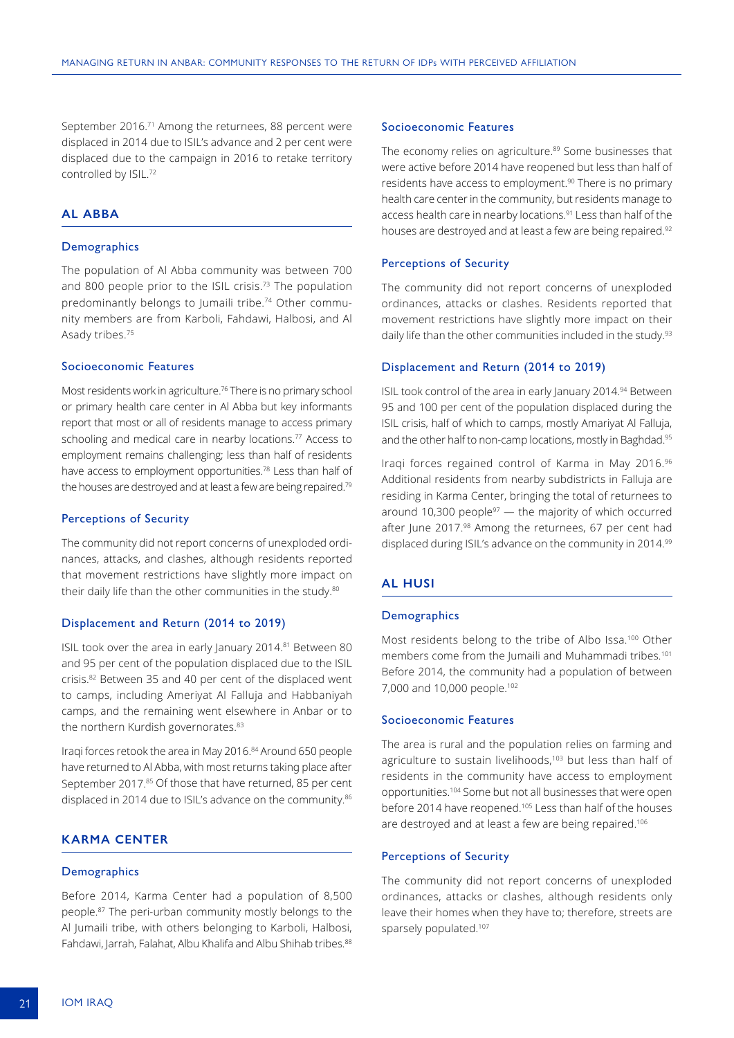September 2016.[71] Among the returnees, 88 percent were displaced in 2014 due to ISIL's advance and 2 per cent were displaced due to the campaign in 2016 to retake territory controlled by ISIL.[72]

## AL ABBA

### Demographics

The population of Al Abba community was between 700 and 800 people prior to the ISIL crisis.[73] The population predominantly belongs to Jumaili tribe.[74] Other community members are from Karboli, Fahdawi, Halbosi, and Al Asady tribes.[75]

### Socioeconomic Features

Most residents work in agriculture.[76] There is no primary school or primary health care center in Al Abba but key informants report that most or all of residents manage to access primary schooling and medical care in nearby locations.[77] Access to employment remains challenging; less than half of residents have access to employment opportunities.[78] Less than half of the houses are destroyed and at least a few are being repaired.[79]

### Perceptions of Security

The community did not report concerns of unexploded ordinances, attacks, and clashes, although residents reported that movement restrictions have slightly more impact on their daily life than the other communities in the study.[80]

### Displacement and Return (2014 to 2019)

ISIL took over the area in early January 2014.[81] Between 80 and 95 per cent of the population displaced due to the ISIL crisis.[82] Between 35 and 40 per cent of the displaced went to camps, including Ameriyat Al Falluja and Habbaniyah camps, and the remaining went elsewhere in Anbar or to the northern Kurdish governorates.[83]

Iraqi forces retook the area in May 2016.[84] Around 650 people have returned to Al Abba, with most returns taking place after September 2017.[85] Of those that have returned, 85 per cent displaced in 2014 due to ISIL's advance on the community.[86]

## KARMA CENTER

### Demographics

Before 2014, Karma Center had a population of 8,500 people.[87] The peri-urban community mostly belongs to the Al Jumaili tribe, with others belonging to Karboli, Halbosi, Fahdawi, Jarrah, Falahat, Albu Khalifa and Albu Shihab tribes.[88]

### Socioeconomic Features

The economy relies on agriculture.[89] Some businesses that were active before 2014 have reopened but less than half of residents have access to employment.[90] There is no primary health care center in the community, but residents manage to access health care in nearby locations.[91] Less than half of the houses are destroyed and at least a few are being repaired.[92]

### Perceptions of Security

The community did not report concerns of unexploded ordinances, attacks or clashes. Residents reported that movement restrictions have slightly more impact on their daily life than the other communities included in the study.[93]

### Displacement and Return (2014 to 2019)

ISIL took control of the area in early January 2014.[94] Between 95 and 100 per cent of the population displaced during the ISIL crisis, half of which to camps, mostly Amariyat Al Falluja, and the other half to non-camp locations, mostly in Baghdad.[95]

Iraqi forces regained control of Karma in May 2016.[96] Additional residents from nearby subdistricts in Falluja are residing in Karma Center, bringing the total of returnees to around 10,300 people[97] — the majority of which occurred after June 2017.[98] Among the returnees, 67 per cent had displaced during ISIL's advance on the community in 2014.[99]

## AL HUSI

### Demographics

Most residents belong to the tribe of Albo Issa.[100] Other members come from the Jumaili and Muhammadi tribes.[101] Before 2014, the community had a population of between 7,000 and 10,000 people.[102]

### Socioeconomic Features

The area is rural and the population relies on farming and agriculture to sustain livelihoods,[103] but less than half of residents in the community have access to employment opportunities.[104] Some but not all businesses that were open before 2014 have reopened.[105] Less than half of the houses are destroyed and at least a few are being repaired.[106]

### Perceptions of Security

The community did not report concerns of unexploded ordinances, attacks or clashes, although residents only leave their homes when they have to; therefore, streets are sparsely populated.[107]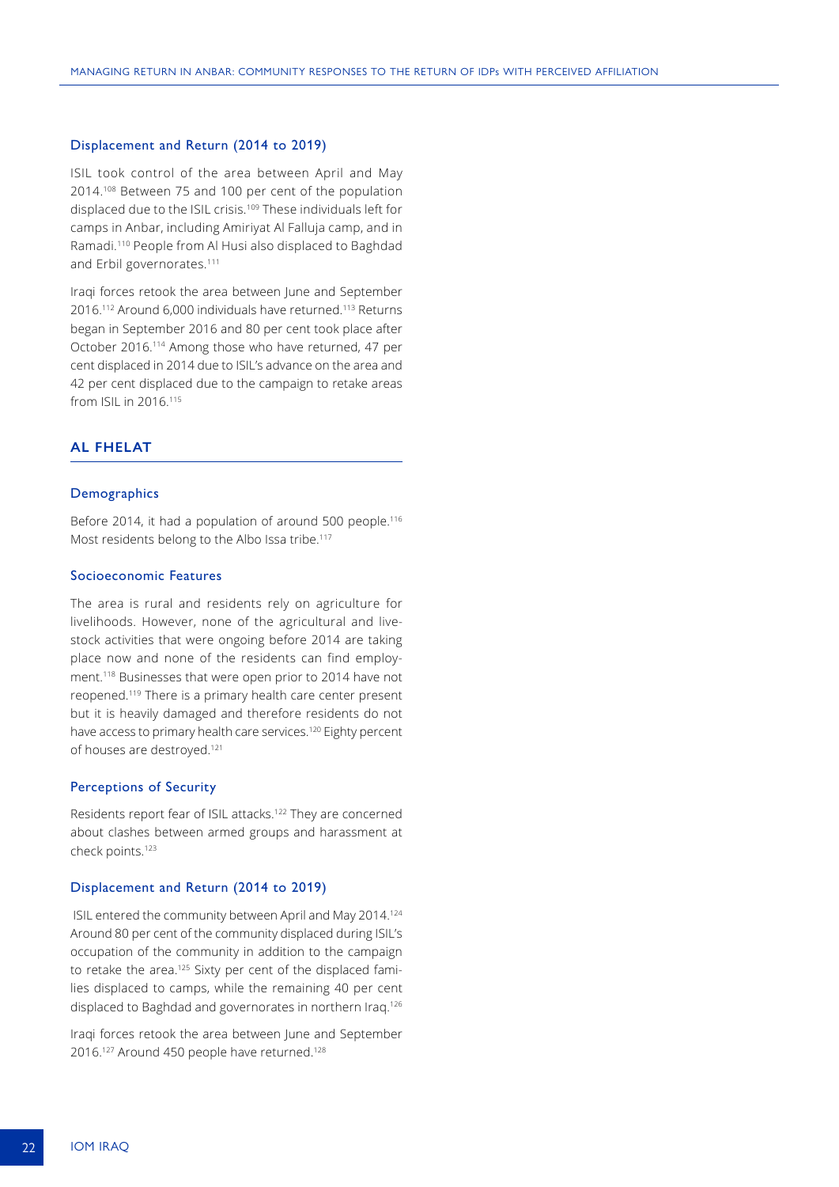### Displacement and Return (2014 to 2019)

ISIL took control of the area between April and May 2014.[108] Between 75 and 100 per cent of the population displaced due to the ISIL crisis.[109] These individuals left for camps in Anbar, including Amiriyat Al Falluja camp, and in Ramadi.[110] People from Al Husi also displaced to Baghdad and Erbil governorates.[111]

Iraqi forces retook the area between June and September 2016.[112] Around 6,000 individuals have returned.[113] Returns began in September 2016 and 80 per cent took place after October 2016.[114] Among those who have returned, 47 per cent displaced in 2014 due to ISIL's advance on the area and 42 per cent displaced due to the campaign to retake areas from ISIL in 2016.[115]

## AL FHELAT

### Demographics

Before 2014, it had a population of around 500 people.[116] Most residents belong to the Albo Issa tribe.[117]

### Socioeconomic Features

The area is rural and residents rely on agriculture for livelihoods. However, none of the agricultural and livestock activities that were ongoing before 2014 are taking place now and none of the residents can find employment.[118] Businesses that were open prior to 2014 have not reopened.[119] There is a primary health care center present but it is heavily damaged and therefore residents do not have access to primary health care services.[120] Eighty percent of houses are destroyed.[121]

### Perceptions of Security

Residents report fear of ISIL attacks.[122] They are concerned about clashes between armed groups and harassment at check points.[123]

### Displacement and Return (2014 to 2019)

ISIL entered the community between April and May 2014.[124] Around 80 per cent of the community displaced during ISIL's occupation of the community in addition to the campaign to retake the area.[125] Sixty per cent of the displaced families displaced to camps, while the remaining 40 per cent displaced to Baghdad and governorates in northern Iraq.[126]

Iraqi forces retook the area between June and September 2016.[127] Around 450 people have returned.[128]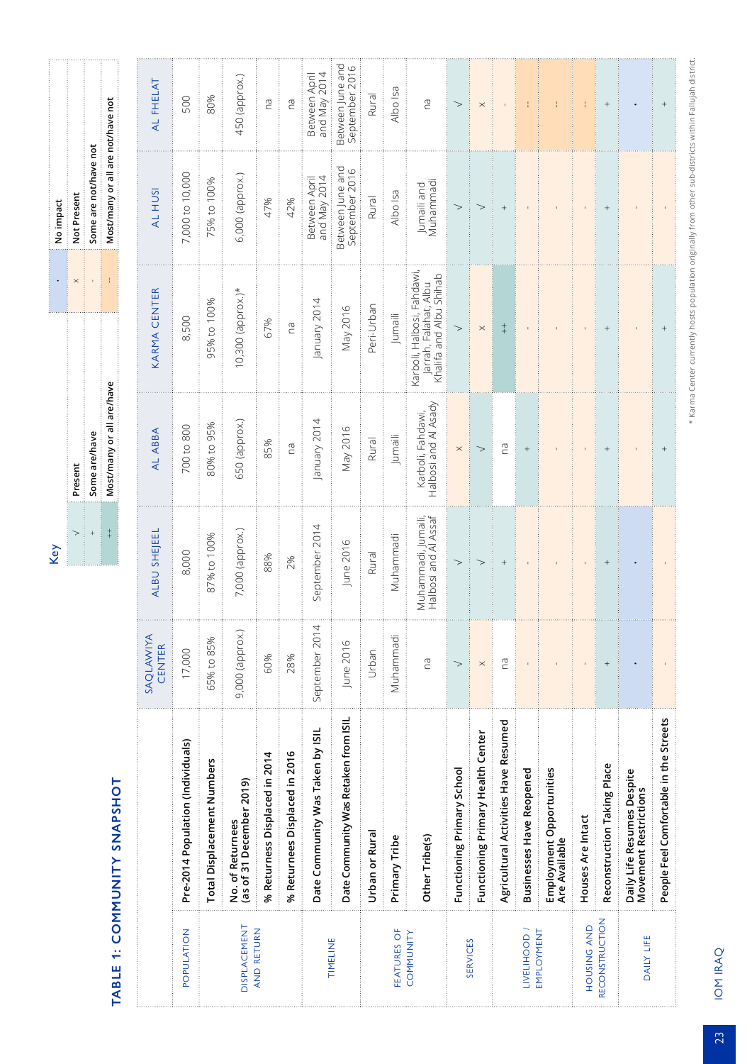## TABLE 1: COMMUNITY SNAPSHOT

**Key**

| Symbol | Meaning |
|---|---|
| √ | Present |
| + | Some are/have |
| ++ | Most/many or all are/have |
| • | No impact |
| x | Not Present |
| - | Some are not/have not |
| -- | Most/many or all are not/have not |

| | | SAQLAWIYA CENTER | ALBU SHEJEEL | AL ABBA | KARMA CENTER | AL HUSI | AL FHELAT |
|---|---|---|---|---|---|---|---|
| POPULATION | **Pre-2014 Population (Individuals)** | 17,000 | 8,000 | 700 to 800 | 8,500 | 7,000 to 10,000 | 500 |
| DISPLACEMENT AND RETURN | **Total Displacement Numbers** | 65% to 85% | 87% to 100% | 80% to 95% | 95% to 100% | 75% to 100% | 80% |
| | **No. of Returnees (as of 31 December 2019)** | 9,000 (approx.) | 7,000 (approx.) | 650 (approx.) | 10,300 (approx.)* | 6,000 (approx.) | 450 (approx.) |
| | **% Returness Displaced in 2014** | 60% | 88% | 85% | 67% | 47% | na |
| | **% Returnees Displaced in 2016** | 28% | 2% | na | na | 42% | na |
| TIMELINE | **Date Community Was Taken by ISIL** | September 2014 | September 2014 | January 2014 | January 2014 | Between April and May 2014 | Between April and May 2014 |
| | **Date Community Was Retaken from ISIL** | June 2016 | June 2016 | May 2016 | May 2016 | Between June and September 2016 | Between June and September 2016 |
| FEATURES OF COMMUNITY | **Urban or Rural** | Urban | Rural | Rural | Peri-Urban | Rural | Rural |
| | **Primary Tribe** | Muhammadi | Muhammadi | Jumaili | Jumaili | Albo Isa | Albo Isa |
| | **Other Tribe(s)** | na | Muhammadi, Jumaili, Halbosi and Al Assaf | Karboli, Fahdawi, Halbosi and Al Asady | Karboli, Halbosi, Fahdawi, Jarrah, Falahat, Albu Khalifa and Albu Shihab | Jumaili and Muhammadi | na |
| SERVICES | **Functioning Primary School** | √ | √ | x | √ | √ | √ |
| | **Functioning Primary Health Center** | x | √ | √ | x | √ | x |
| | **Agricultural Activities Have Resumed** | na | + | na | ++ | + | - |
| LIVELIHOOD / EMPLOYMENT | **Businesses Have Reopened** | - | - | + | - | - | -- |
| | **Employment Opportunities Are Available** | - | - | - | - | - | -- |
| HOUSING AND RECONSTRUCTION | **Houses Are Intact** | - | - | - | - | - | -- |
| | **Reconstruction Taking Place** | + | + | + | + | + | + |
| DAILY LIFE | **Daily Life Resumes Despite Movement Restrictions** | • | • | - | - | - | • |
| | **People Feel Comfortable in the Streets** | - | - | + | + | - | + |

\* Karma Center currently hosts population originally from other sub-districts within Falljah district.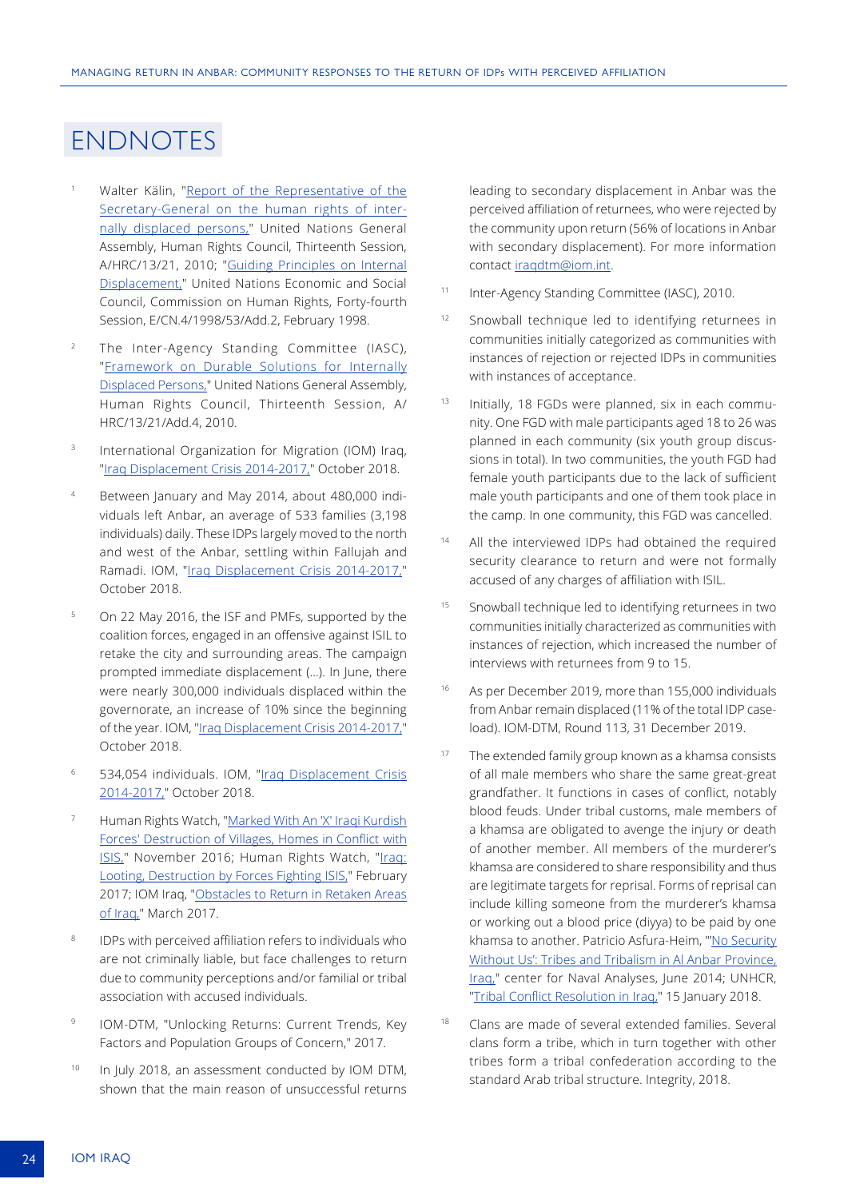# ENDNOTES

1. Walter Kälin, "Report of the Representative of the Secretary-General on the human rights of internally displaced persons," United Nations General Assembly, Human Rights Council, Thirteenth Session, A/HRC/13/21, 2010; "Guiding Principles on Internal Displacement," United Nations Economic and Social Council, Commission on Human Rights, Forty-fourth Session, E/CN.4/1998/53/Add.2, February 1998.

2. The Inter-Agency Standing Committee (IASC), "Framework on Durable Solutions for Internally Displaced Persons," United Nations General Assembly, Human Rights Council, Thirteenth Session, A/HRC/13/21/Add.4, 2010.

3. International Organization for Migration (IOM) Iraq, "Iraq Displacement Crisis 2014-2017," October 2018.

4. Between January and May 2014, about 480,000 individuals left Anbar, an average of 533 families (3,198 individuals) daily. These IDPs largely moved to the north and west of the Anbar, settling within Fallujah and Ramadi. IOM, "Iraq Displacement Crisis 2014-2017," October 2018.

5. On 22 May 2016, the ISF and PMFs, supported by the coalition forces, engaged in an offensive against ISIL to retake the city and surrounding areas. The campaign prompted immediate displacement (...). In June, there were nearly 300,000 individuals displaced within the governorate, an increase of 10% since the beginning of the year. IOM, "Iraq Displacement Crisis 2014-2017," October 2018.

6. 534,054 individuals. IOM, "Iraq Displacement Crisis 2014-2017," October 2018.

7. Human Rights Watch, "Marked With An 'X' Iraqi Kurdish Forces' Destruction of Villages, Homes in Conflict with ISIS," November 2016; Human Rights Watch, "Iraq: Looting, Destruction by Forces Fighting ISIS," February 2017; IOM Iraq, "Obstacles to Return in Retaken Areas of Iraq," March 2017.

8. IDPs with perceived affiliation refers to individuals who are not criminally liable, but face challenges to return due to community perceptions and/or familial or tribal association with accused individuals.

9. IOM-DTM, "Unlocking Returns: Current Trends, Key Factors and Population Groups of Concern," 2017.

10. In July 2018, an assessment conducted by IOM DTM, shown that the main reason of unsuccessful returns leading to secondary displacement in Anbar was the perceived affiliation of returnees, who were rejected by the community upon return (56% of locations in Anbar with secondary displacement). For more information contact iraqdtm@iom.int.

11. Inter-Agency Standing Committee (IASC), 2010.

12. Snowball technique led to identifying returnees in communities initially categorized as communities with instances of rejection or rejected IDPs in communities with instances of acceptance.

13. Initially, 18 FGDs were planned, six in each community. One FGD with male participants aged 18 to 26 was planned in each community (six youth group discussions in total). In two communities, the youth FGD had female youth participants due to the lack of sufficient male youth participants and one of them took place in the camp. In one community, this FGD was cancelled.

14. All the interviewed IDPs had obtained the required security clearance to return and were not formally accused of any charges of affiliation with ISIL.

15. Snowball technique led to identifying returnees in two communities initially characterized as communities with instances of rejection, which increased the number of interviews with returnees from 9 to 15.

16. As per December 2019, more than 155,000 individuals from Anbar remain displaced (11% of the total IDP caseload). IOM-DTM, Round 113, 31 December 2019.

17. The extended family group known as a khamsa consists of all male members who share the same great-great grandfather. It functions in cases of conflict, notably blood feuds. Under tribal customs, male members of a khamsa are obligated to avenge the injury or death of another member. All members of the murderer's khamsa are considered to share responsibility and thus are legitimate targets for reprisal. Forms of reprisal can include killing someone from the murderer's khamsa or working out a blood price (diyya) to be paid by one khamsa to another. Patricio Asfura-Heim, "'No Security Without Us': Tribes and Tribalism in Al Anbar Province, Iraq," center for Naval Analyses, June 2014; UNHCR, "Tribal Conflict Resolution in Iraq," 15 January 2018.

18. Clans are made of several extended families. Several clans form a tribe, which in turn together with other tribes form a tribal confederation according to the standard Arab tribal structure. Integrity, 2018.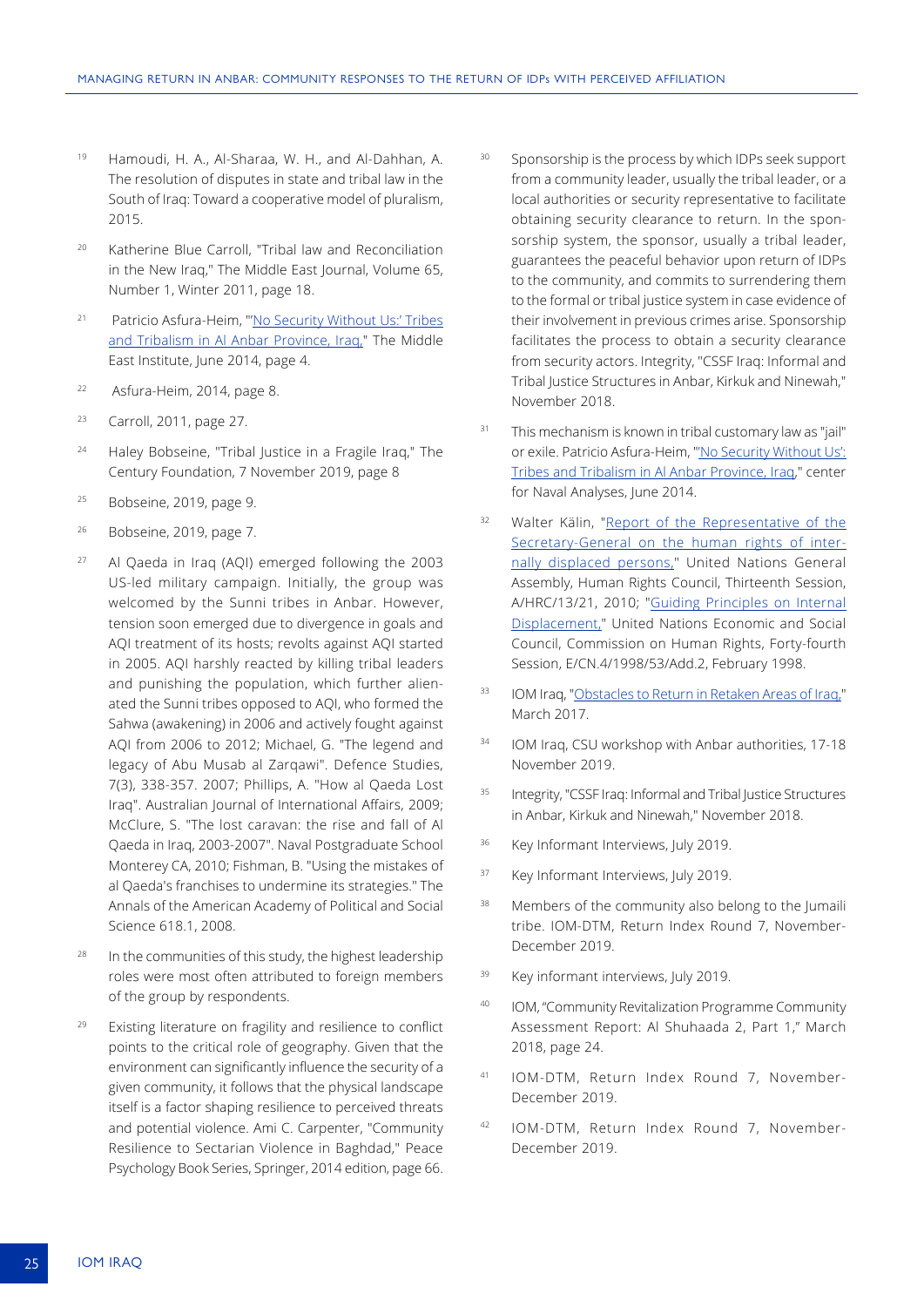[19] Hamoudi, H. A., Al-Sharaa, W. H., and Al-Dahhan, A. The resolution of disputes in state and tribal law in the South of Iraq: Toward a cooperative model of pluralism, 2015.

[20] Katherine Blue Carroll, "Tribal law and Reconciliation in the New Iraq," The Middle East Journal, Volume 65, Number 1, Winter 2011, page 18.

[21] Patricio Asfura-Heim, "'No Security Without Us:' Tribes and Tribalism in Al Anbar Province, Iraq," The Middle East Institute, June 2014, page 4.

[22] Asfura-Heim, 2014, page 8.

[23] Carroll, 2011, page 27.

[24] Haley Bobseine, "Tribal Justice in a Fragile Iraq," The Century Foundation, 7 November 2019, page 8

[25] Bobseine, 2019, page 9.

[26] Bobseine, 2019, page 7.

[27] Al Qaeda in Iraq (AQI) emerged following the 2003 US-led military campaign. Initially, the group was welcomed by the Sunni tribes in Anbar. However, tension soon emerged due to divergence in goals and AQI treatment of its hosts; revolts against AQI started in 2005. AQI harshly reacted by killing tribal leaders and punishing the population, which further alienated the Sunni tribes opposed to AQI, who formed the Sahwa (awakening) in 2006 and actively fought against AQI from 2006 to 2012; Michael, G. "The legend and legacy of Abu Musab al Zarqawi". Defence Studies, 7(3), 338-357. 2007; Phillips, A. "How al Qaeda Lost Iraq". Australian Journal of International Affairs, 2009; McClure, S. "The lost caravan: the rise and fall of Al Qaeda in Iraq, 2003-2007". Naval Postgraduate School Monterey CA, 2010; Fishman, B. "Using the mistakes of al Qaeda's franchises to undermine its strategies." The Annals of the American Academy of Political and Social Science 618.1, 2008.

[28] In the communities of this study, the highest leadership roles were most often attributed to foreign members of the group by respondents.

[29] Existing literature on fragility and resilience to conflict points to the critical role of geography. Given that the environment can significantly influence the security of a given community, it follows that the physical landscape itself is a factor shaping resilience to perceived threats and potential violence. Ami C. Carpenter, "Community Resilience to Sectarian Violence in Baghdad," Peace Psychology Book Series, Springer, 2014 edition, page 66.

[30] Sponsorship is the process by which IDPs seek support from a community leader, usually the tribal leader, or a local authorities or security representative to facilitate obtaining security clearance to return. In the sponsorship system, the sponsor, usually a tribal leader, guarantees the peaceful behavior upon return of IDPs to the community, and commits to surrendering them to the formal or tribal justice system in case evidence of their involvement in previous crimes arise. Sponsorship facilitates the process to obtain a security clearance from security actors. Integrity, "CSSF Iraq: Informal and Tribal Justice Structures in Anbar, Kirkuk and Ninewah," November 2018.

[31] This mechanism is known in tribal customary law as "jail" or exile. Patricio Asfura-Heim, "'No Security Without Us': Tribes and Tribalism in Al Anbar Province, Iraq," center for Naval Analyses, June 2014.

[32] Walter Kälin, "Report of the Representative of the Secretary-General on the human rights of internally displaced persons," United Nations General Assembly, Human Rights Council, Thirteenth Session, A/HRC/13/21, 2010; "Guiding Principles on Internal Displacement," United Nations Economic and Social Council, Commission on Human Rights, Forty-fourth Session, E/CN.4/1998/53/Add.2, February 1998.

[33] IOM Iraq, "Obstacles to Return in Retaken Areas of Iraq," March 2017.

[34] IOM Iraq, CSU workshop with Anbar authorities, 17-18 November 2019.

[35] Integrity, "CSSF Iraq: Informal and Tribal Justice Structures in Anbar, Kirkuk and Ninewah," November 2018.

[36] Key Informant Interviews, July 2019.

[37] Key Informant Interviews, July 2019.

[38] Members of the community also belong to the Jumaili tribe. IOM-DTM, Return Index Round 7, November-December 2019.

[39] Key informant interviews, July 2019.

[40] IOM, "Community Revitalization Programme Community Assessment Report: Al Shuhaada 2, Part 1," March 2018, page 24.

[41] IOM-DTM, Return Index Round 7, November-December 2019.

[42] IOM-DTM, Return Index Round 7, November-December 2019.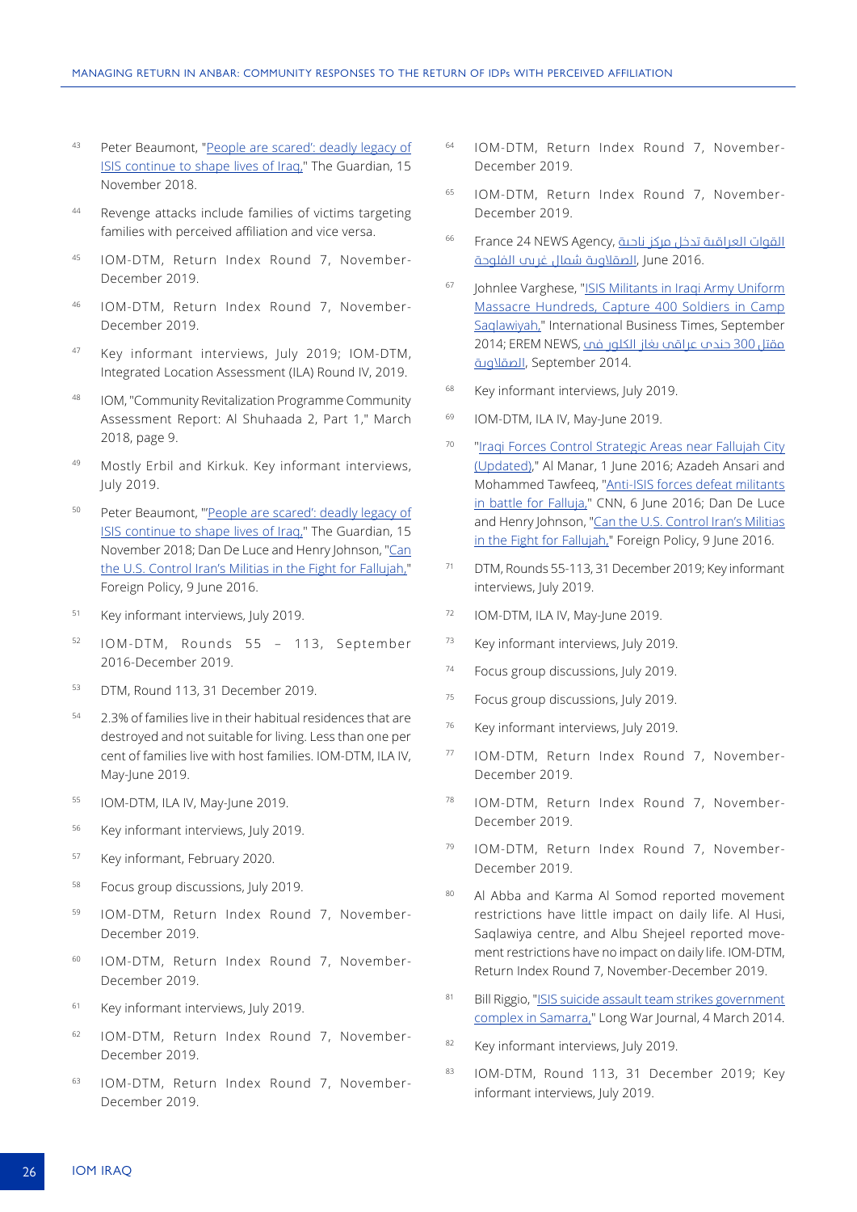[43] Peter Beaumont, "People are scared': deadly legacy of ISIS continue to shape lives of Iraq," The Guardian, 15 November 2018.

[44] Revenge attacks include families of victims targeting families with perceived affiliation and vice versa.

[45] IOM-DTM, Return Index Round 7, November-December 2019.

[46] IOM-DTM, Return Index Round 7, November-December 2019.

[47] Key informant interviews, July 2019; IOM-DTM, Integrated Location Assessment (ILA) Round IV, 2019.

[48] IOM, "Community Revitalization Programme Community Assessment Report: Al Shuhaada 2, Part 1," March 2018, page 9.

[49] Mostly Erbil and Kirkuk. Key informant interviews, July 2019.

[50] Peter Beaumont, "'People are scared': deadly legacy of ISIS continue to shape lives of Iraq," The Guardian, 15 November 2018; Dan De Luce and Henry Johnson, "Can the U.S. Control Iran's Militias in the Fight for Fallujah," Foreign Policy, 9 June 2016.

[51] Key informant interviews, July 2019.

[52] IOM-DTM, Rounds 55 – 113, September 2016-December 2019.

[53] DTM, Round 113, 31 December 2019.

[54] 2.3% of families live in their habitual residences that are destroyed and not suitable for living. Less than one per cent of families live with host families. IOM-DTM, ILA IV, May-June 2019.

[55] IOM-DTM, ILA IV, May-June 2019.

[56] Key informant interviews, July 2019.

[57] Key informant, February 2020.

[58] Focus group discussions, July 2019.

[59] IOM-DTM, Return Index Round 7, November-December 2019.

[60] IOM-DTM, Return Index Round 7, November-December 2019.

[61] Key informant interviews, July 2019.

[62] IOM-DTM, Return Index Round 7, November-December 2019.

[63] IOM-DTM, Return Index Round 7, November-December 2019.

[64] IOM-DTM, Return Index Round 7, November-December 2019.

[65] IOM-DTM, Return Index Round 7, November-December 2019.

[66] France 24 NEWS Agency, القوات العراقية تدخل مركز ناحية الصقلاوية شمال غربي الفلوجة, June 2016.

[67] Johnlee Varghese, "ISIS Militants in Iraqi Army Uniform Massacre Hundreds, Capture 400 Soldiers in Camp Saqlawiyah," International Business Times, September 2014; EREM NEWS, مقتل 300 جندي عراقي بغاز الكلور في الصقلاوية, September 2014.

[68] Key informant interviews, July 2019.

[69] IOM-DTM, ILA IV, May-June 2019.

[70] "Iraqi Forces Control Strategic Areas near Fallujah City (Updated)," Al Manar, 1 June 2016; Azadeh Ansari and Mohammed Tawfeeq, "Anti-ISIS forces defeat militants in battle for Falluja," CNN, 6 June 2016; Dan De Luce and Henry Johnson, "Can the U.S. Control Iran's Militias in the Fight for Fallujah," Foreign Policy, 9 June 2016.

[71] DTM, Rounds 55-113, 31 December 2019; Key informant interviews, July 2019.

[72] IOM-DTM, ILA IV, May-June 2019.

[73] Key informant interviews, July 2019.

[74] Focus group discussions, July 2019.

[75] Focus group discussions, July 2019.

[76] Key informant interviews, July 2019.

[77] IOM-DTM, Return Index Round 7, November-December 2019.

[78] IOM-DTM, Return Index Round 7, November-December 2019.

[79] IOM-DTM, Return Index Round 7, November-December 2019.

[80] Al Abba and Karma Al Somod reported movement restrictions have little impact on daily life. Al Husi, Saqlawiya centre, and Albu Shejeel reported movement restrictions have no impact on daily life. IOM-DTM, Return Index Round 7, November-December 2019.

[81] Bill Riggio, "ISIS suicide assault team strikes government complex in Samarra," Long War Journal, 4 March 2014.

[82] Key informant interviews, July 2019.

[83] IOM-DTM, Round 113, 31 December 2019; Key informant interviews, July 2019.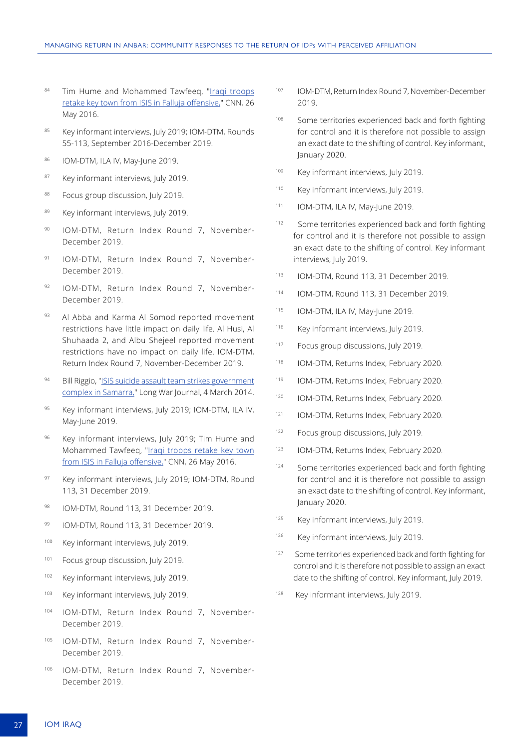[84] Tim Hume and Mohammed Tawfeeq, "Iraqi troops retake key town from ISIS in Falluja offensive," CNN, 26 May 2016.

[85] Key informant interviews, July 2019; IOM-DTM, Rounds 55-113, September 2016-December 2019.

[86] IOM-DTM, ILA IV, May-June 2019.

[87] Key informant interviews, July 2019.

[88] Focus group discussion, July 2019.

[89] Key informant interviews, July 2019.

[90] IOM-DTM, Return Index Round 7, November-December 2019.

[91] IOM-DTM, Return Index Round 7, November-December 2019.

[92] IOM-DTM, Return Index Round 7, November-December 2019.

[93] Al Abba and Karma Al Somod reported movement restrictions have little impact on daily life. Al Husi, Al Shuhaada 2, and Albu Shejeel reported movement restrictions have no impact on daily life. IOM-DTM, Return Index Round 7, November-December 2019.

[94] Bill Riggio, "ISIS suicide assault team strikes government complex in Samarra," Long War Journal, 4 March 2014.

[95] Key informant interviews, July 2019; IOM-DTM, ILA IV, May-June 2019.

[96] Key informant interviews, July 2019; Tim Hume and Mohammed Tawfeeq, "Iraqi troops retake key town from ISIS in Falluja offensive," CNN, 26 May 2016.

[97] Key informant interviews, July 2019; IOM-DTM, Round 113, 31 December 2019.

[98] IOM-DTM, Round 113, 31 December 2019.

[99] IOM-DTM, Round 113, 31 December 2019.

[100] Key informant interviews, July 2019.

[101] Focus group discussion, July 2019.

[102] Key informant interviews, July 2019.

[103] Key informant interviews, July 2019.

[104] IOM-DTM, Return Index Round 7, November-December 2019.

[105] IOM-DTM, Return Index Round 7, November-December 2019.

[106] IOM-DTM, Return Index Round 7, November-December 2019.

[107] IOM-DTM, Return Index Round 7, November-December 2019.

[108] Some territories experienced back and forth fighting for control and it is therefore not possible to assign an exact date to the shifting of control. Key informant, January 2020.

[109] Key informant interviews, July 2019.

[110] Key informant interviews, July 2019.

[111] IOM-DTM, ILA IV, May-June 2019.

[112] Some territories experienced back and forth fighting for control and it is therefore not possible to assign an exact date to the shifting of control. Key informant interviews, July 2019.

[113] IOM-DTM, Round 113, 31 December 2019.

[114] IOM-DTM, Round 113, 31 December 2019.

[115] IOM-DTM, ILA IV, May-June 2019.

[116] Key informant interviews, July 2019.

[117] Focus group discussions, July 2019.

[118] IOM-DTM, Returns Index, February 2020.

[119] IOM-DTM, Returns Index, February 2020.

[120] IOM-DTM, Returns Index, February 2020.

[121] IOM-DTM, Returns Index, February 2020.

[122] Focus group discussions, July 2019.

[123] IOM-DTM, Returns Index, February 2020.

[124] Some territories experienced back and forth fighting for control and it is therefore not possible to assign an exact date to the shifting of control. Key informant, January 2020.

[125] Key informant interviews, July 2019.

[126] Key informant interviews, July 2019.

[127] Some territories experienced back and forth fighting for control and it is therefore not possible to assign an exact date to the shifting of control. Key informant, July 2019.

[128] Key informant interviews, July 2019.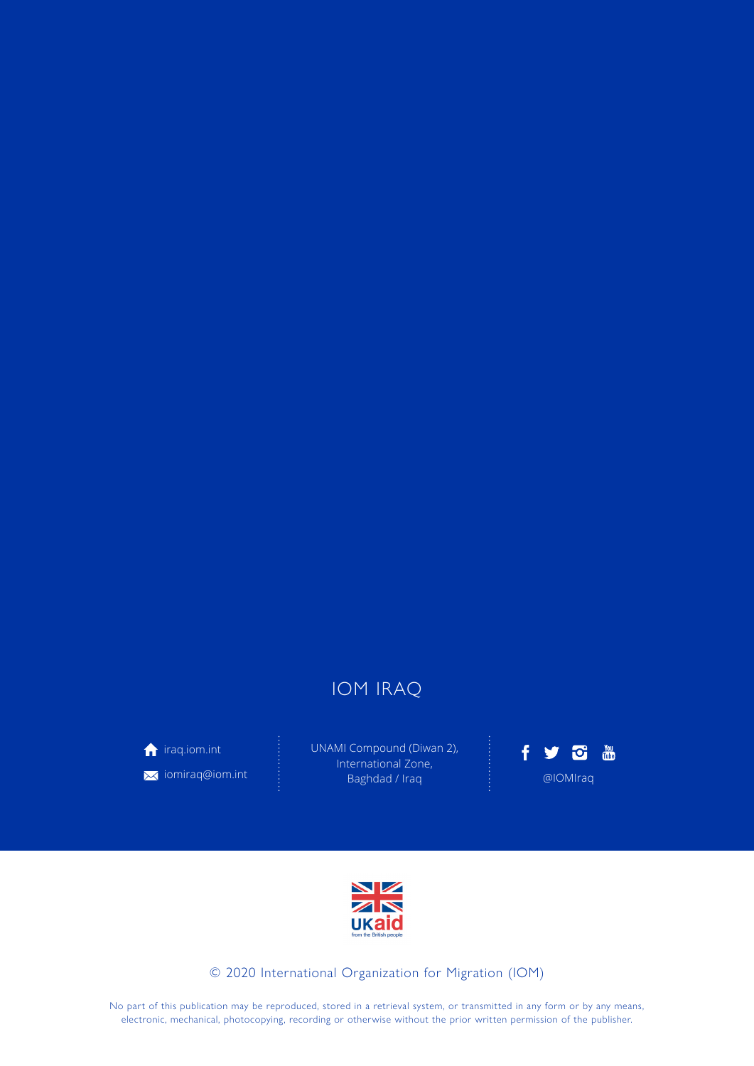# IOM IRAQ

iraq.iom.int

iomiraq@iom.int

UNAMI Compound (Diwan 2),
International Zone,
Baghdad / Iraq

@IOMIraq

UKaid
from the British people

© 2020 International Organization for Migration (IOM)

No part of this publication may be reproduced, stored in a retrieval system, or transmitted in any form or by any means, electronic, mechanical, photocopying, recording or otherwise without the prior written permission of the publisher.